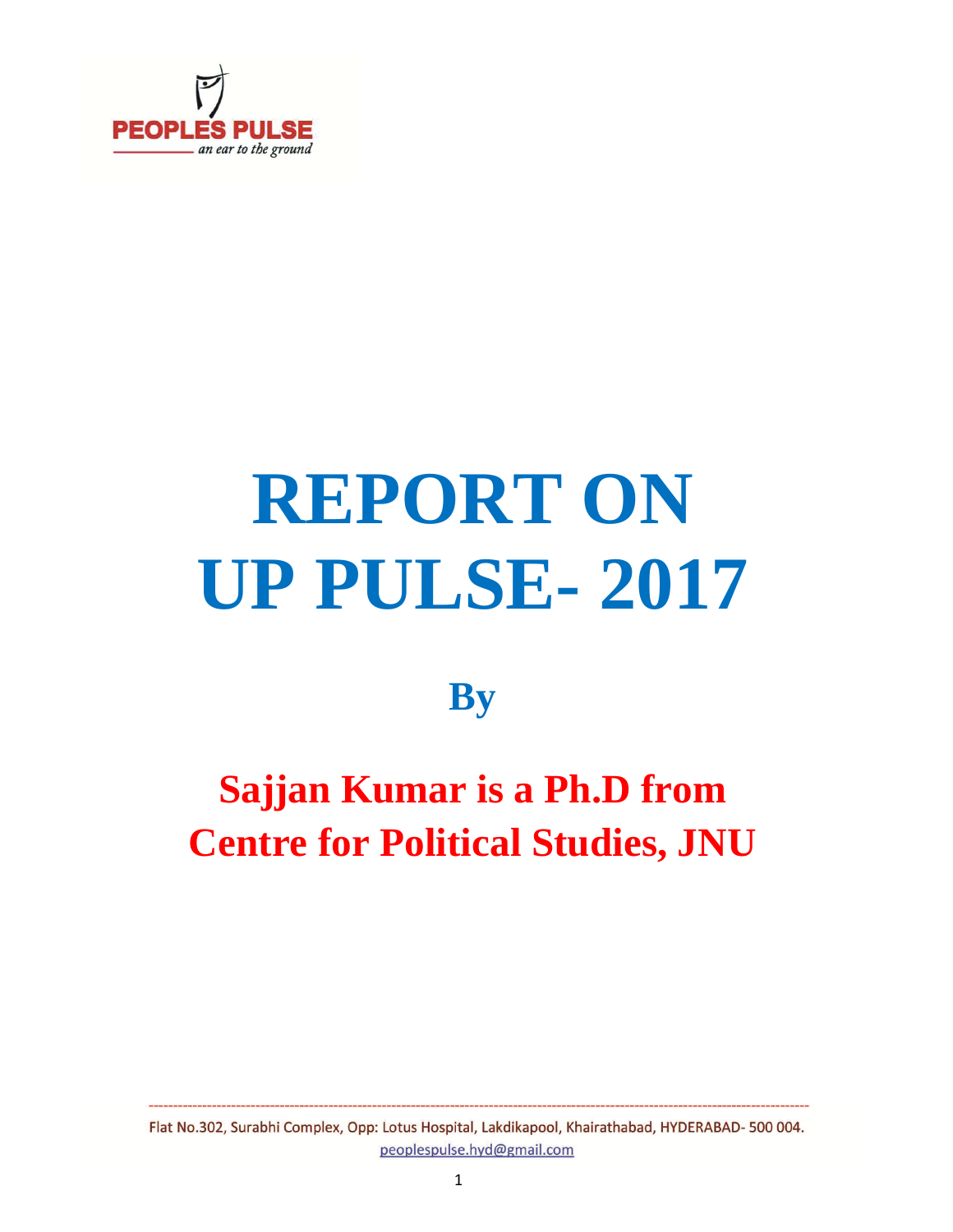PEOPLES PULSE

*an ear to the ground*

# REPORT ON UP PULSE- 2017

## By

## Sajjan Kumar is a Ph.D from Centre for Political Studies, JNU

Flat No.302, Surabhi Complex, Opp: Lotus Hospital, Lakdikapool, Khairathabad, HYDERABAD- 500 004.
peoplespulse.hyd@gmail.com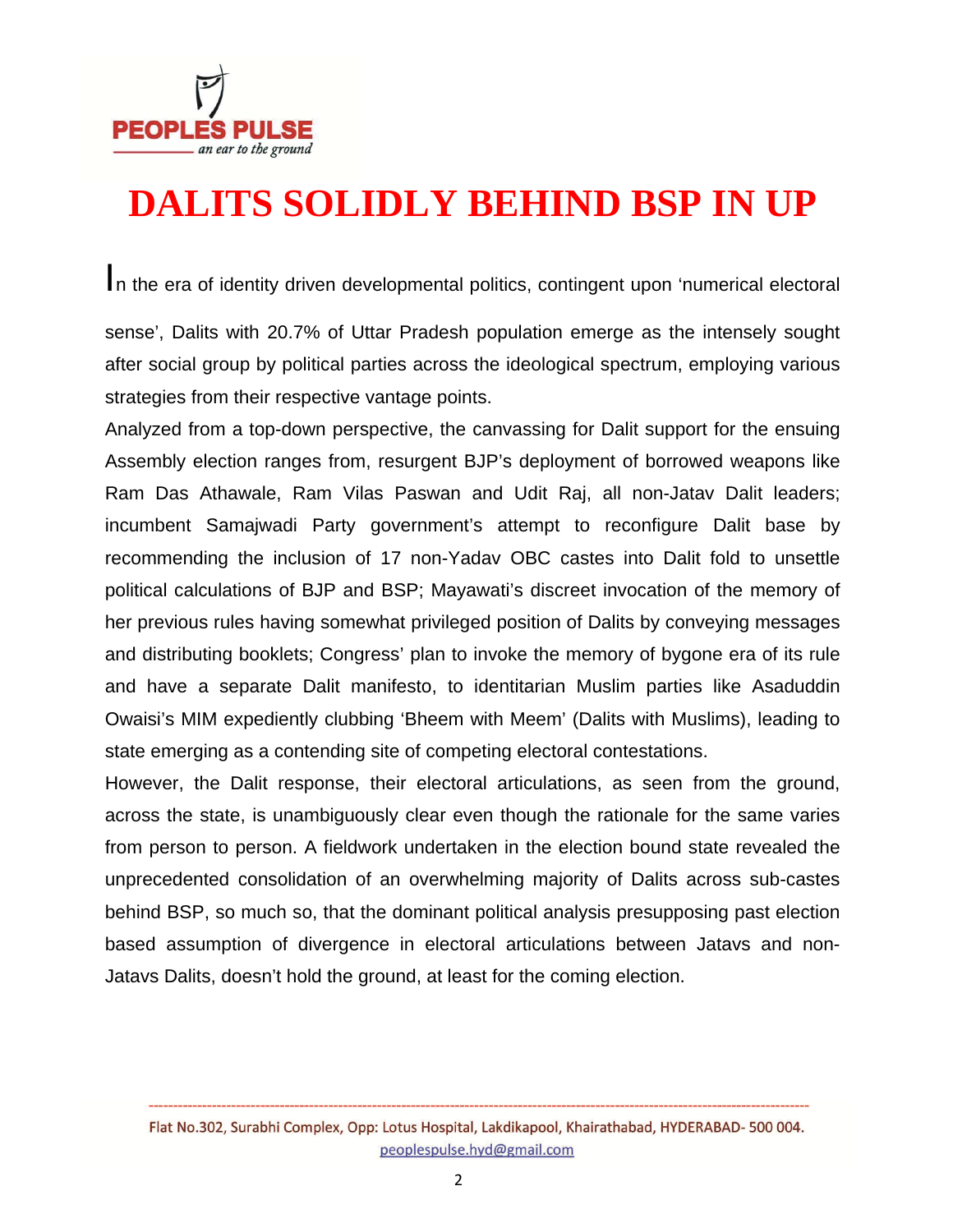# DALITS SOLIDLY BEHIND BSP IN UP

In the era of identity driven developmental politics, contingent upon 'numerical electoral sense', Dalits with 20.7% of Uttar Pradesh population emerge as the intensely sought after social group by political parties across the ideological spectrum, employing various strategies from their respective vantage points.

Analyzed from a top-down perspective, the canvassing for Dalit support for the ensuing Assembly election ranges from, resurgent BJP's deployment of borrowed weapons like Ram Das Athawale, Ram Vilas Paswan and Udit Raj, all non-Jatav Dalit leaders; incumbent Samajwadi Party government's attempt to reconfigure Dalit base by recommending the inclusion of 17 non-Yadav OBC castes into Dalit fold to unsettle political calculations of BJP and BSP; Mayawati's discreet invocation of the memory of her previous rules having somewhat privileged position of Dalits by conveying messages and distributing booklets; Congress' plan to invoke the memory of bygone era of its rule and have a separate Dalit manifesto, to identitarian Muslim parties like Asaduddin Owaisi's MIM expediently clubbing 'Bheem with Meem' (Dalits with Muslims), leading to state emerging as a contending site of competing electoral contestations.

However, the Dalit response, their electoral articulations, as seen from the ground, across the state, is unambiguously clear even though the rationale for the same varies from person to person. A fieldwork undertaken in the election bound state revealed the unprecedented consolidation of an overwhelming majority of Dalits across sub-castes behind BSP, so much so, that the dominant political analysis presupposing past election based assumption of divergence in electoral articulations between Jatavs and non-Jatavs Dalits, doesn't hold the ground, at least for the coming election.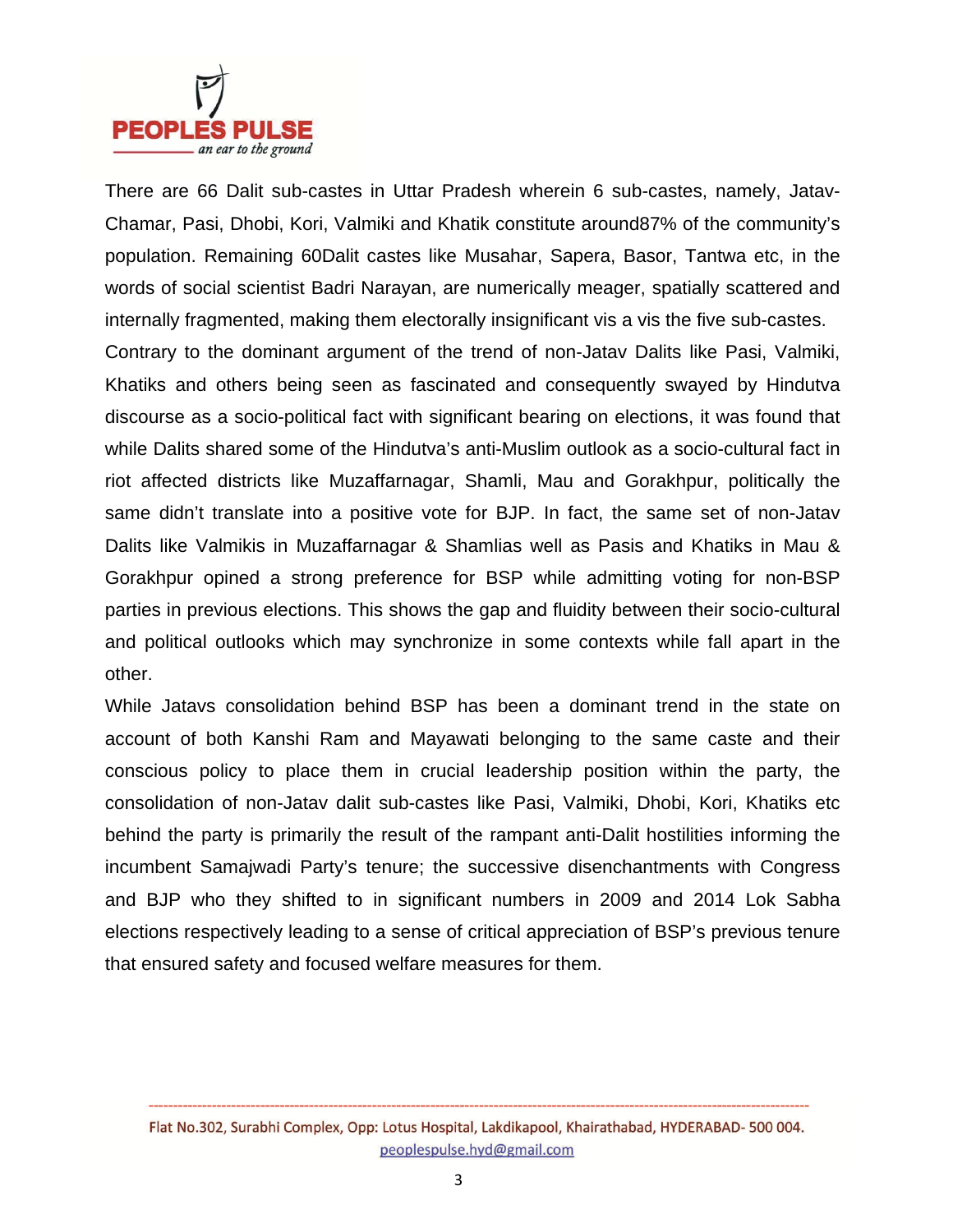There are 66 Dalit sub-castes in Uttar Pradesh wherein 6 sub-castes, namely, Jatav-Chamar, Pasi, Dhobi, Kori, Valmiki and Khatik constitute around87% of the community's population. Remaining 60Dalit castes like Musahar, Sapera, Basor, Tantwa etc, in the words of social scientist Badri Narayan, are numerically meager, spatially scattered and internally fragmented, making them electorally insignificant vis a vis the five sub-castes.

Contrary to the dominant argument of the trend of non-Jatav Dalits like Pasi, Valmiki, Khatiks and others being seen as fascinated and consequently swayed by Hindutva discourse as a socio-political fact with significant bearing on elections, it was found that while Dalits shared some of the Hindutva's anti-Muslim outlook as a socio-cultural fact in riot affected districts like Muzaffarnagar, Shamli, Mau and Gorakhpur, politically the same didn't translate into a positive vote for BJP. In fact, the same set of non-Jatav Dalits like Valmikis in Muzaffarnagar & Shamlias well as Pasis and Khatiks in Mau & Gorakhpur opined a strong preference for BSP while admitting voting for non-BSP parties in previous elections. This shows the gap and fluidity between their socio-cultural and political outlooks which may synchronize in some contexts while fall apart in the other.

While Jatavs consolidation behind BSP has been a dominant trend in the state on account of both Kanshi Ram and Mayawati belonging to the same caste and their conscious policy to place them in crucial leadership position within the party, the consolidation of non-Jatav dalit sub-castes like Pasi, Valmiki, Dhobi, Kori, Khatiks etc behind the party is primarily the result of the rampant anti-Dalit hostilities informing the incumbent Samajwadi Party's tenure; the successive disenchantments with Congress and BJP who they shifted to in significant numbers in 2009 and 2014 Lok Sabha elections respectively leading to a sense of critical appreciation of BSP's previous tenure that ensured safety and focused welfare measures for them.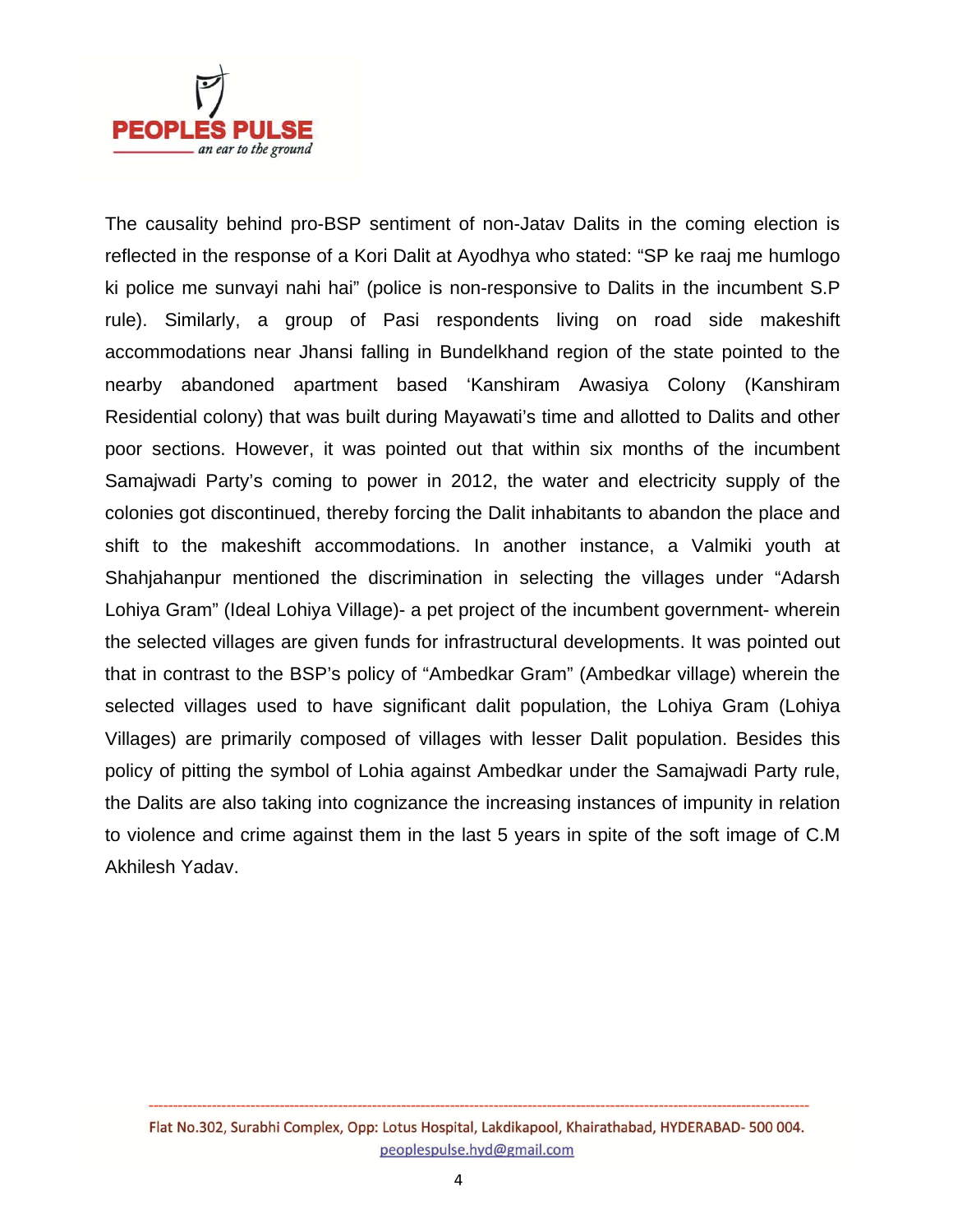The causality behind pro-BSP sentiment of non-Jatav Dalits in the coming election is reflected in the response of a Kori Dalit at Ayodhya who stated: "SP ke raaj me humlogo ki police me sunvayi nahi hai" (police is non-responsive to Dalits in the incumbent S.P rule). Similarly, a group of Pasi respondents living on road side makeshift accommodations near Jhansi falling in Bundelkhand region of the state pointed to the nearby abandoned apartment based 'Kanshiram Awasiya Colony (Kanshiram Residential colony) that was built during Mayawati's time and allotted to Dalits and other poor sections. However, it was pointed out that within six months of the incumbent Samajwadi Party's coming to power in 2012, the water and electricity supply of the colonies got discontinued, thereby forcing the Dalit inhabitants to abandon the place and shift to the makeshift accommodations. In another instance, a Valmiki youth at Shahjahanpur mentioned the discrimination in selecting the villages under "Adarsh Lohiya Gram" (Ideal Lohiya Village)- a pet project of the incumbent government- wherein the selected villages are given funds for infrastructural developments. It was pointed out that in contrast to the BSP's policy of "Ambedkar Gram" (Ambedkar village) wherein the selected villages used to have significant dalit population, the Lohiya Gram (Lohiya Villages) are primarily composed of villages with lesser Dalit population. Besides this policy of pitting the symbol of Lohia against Ambedkar under the Samajwadi Party rule, the Dalits are also taking into cognizance the increasing instances of impunity in relation to violence and crime against them in the last 5 years in spite of the soft image of C.M Akhilesh Yadav.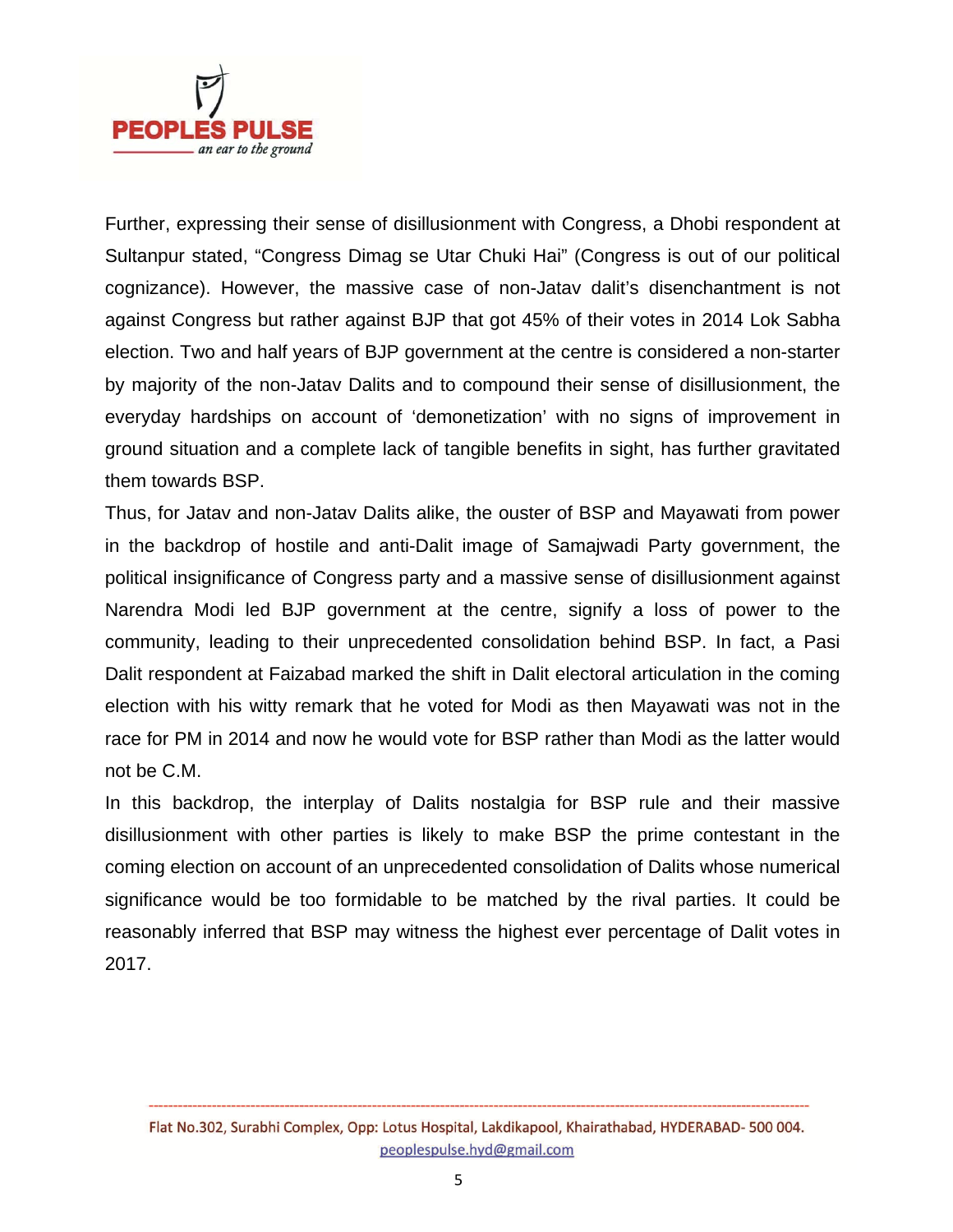Further, expressing their sense of disillusionment with Congress, a Dhobi respondent at Sultanpur stated, “Congress Dimag se Utar Chuki Hai” (Congress is out of our political cognizance). However, the massive case of non-Jatav dalit’s disenchantment is not against Congress but rather against BJP that got 45% of their votes in 2014 Lok Sabha election. Two and half years of BJP government at the centre is considered a non-starter by majority of the non-Jatav Dalits and to compound their sense of disillusionment, the everyday hardships on account of ‘demonetization’ with no signs of improvement in ground situation and a complete lack of tangible benefits in sight, has further gravitated them towards BSP.

Thus, for Jatav and non-Jatav Dalits alike, the ouster of BSP and Mayawati from power in the backdrop of hostile and anti-Dalit image of Samajwadi Party government, the political insignificance of Congress party and a massive sense of disillusionment against Narendra Modi led BJP government at the centre, signify a loss of power to the community, leading to their unprecedented consolidation behind BSP. In fact, a Pasi Dalit respondent at Faizabad marked the shift in Dalit electoral articulation in the coming election with his witty remark that he voted for Modi as then Mayawati was not in the race for PM in 2014 and now he would vote for BSP rather than Modi as the latter would not be C.M.

In this backdrop, the interplay of Dalits nostalgia for BSP rule and their massive disillusionment with other parties is likely to make BSP the prime contestant in the coming election on account of an unprecedented consolidation of Dalits whose numerical significance would be too formidable to be matched by the rival parties. It could be reasonably inferred that BSP may witness the highest ever percentage of Dalit votes in 2017.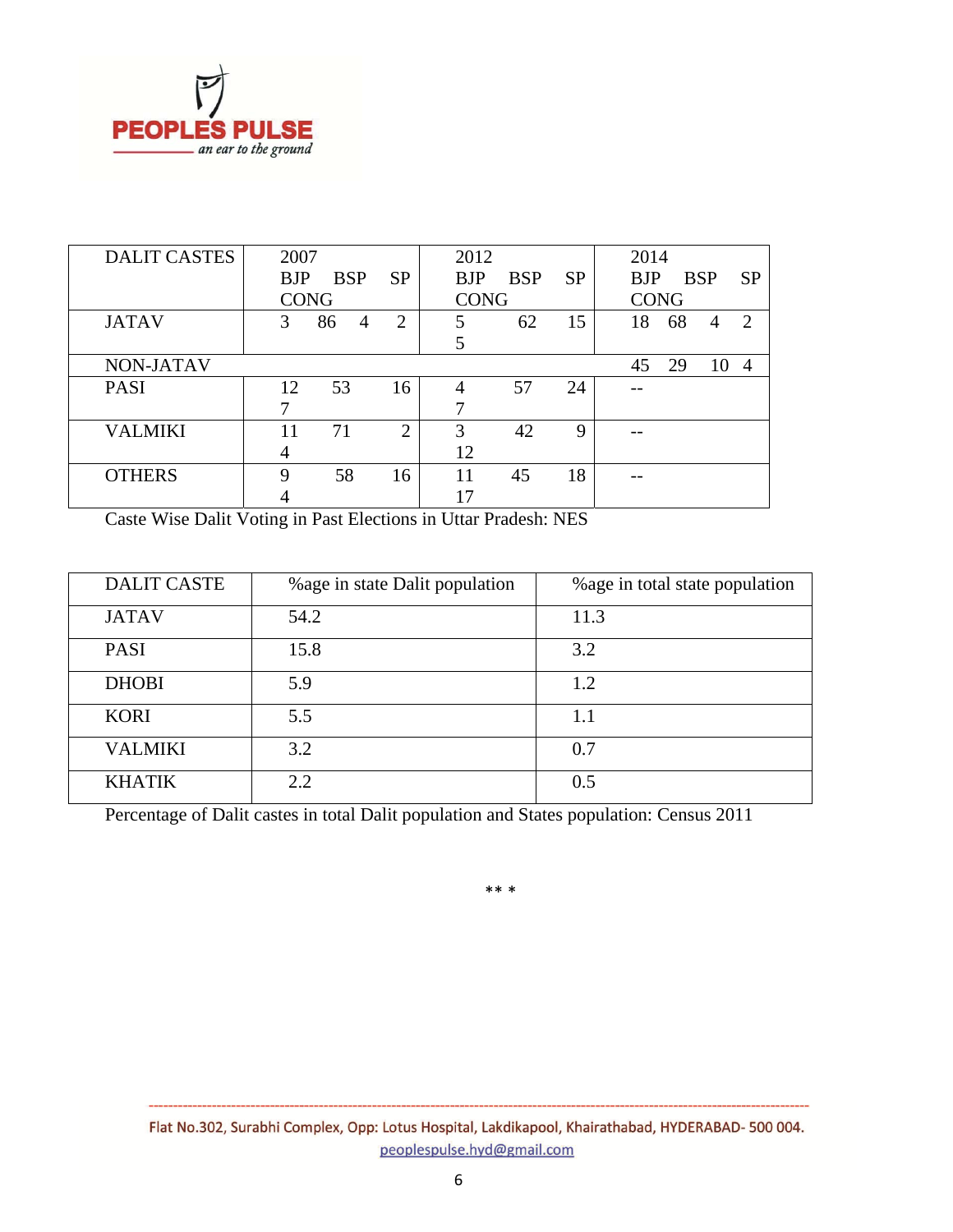| DALIT CASTES | 2007 | | | | 2012 | | | | 2014 | | | |
|---|---|---|---|---|---|---|---|---|---|---|---|---|
| | BJP | BSP | SP | CONG | BJP | BSP | SP | CONG | BJP | BSP | SP | CONG |
| JATAV | 3 | 86 | 4 | 2 | 5 | 62 | 15 | 5 | 18 | 68 | 4 | 2 |
| NON-JATAV | | | | | | | | | 45 | 29 | 10 | 4 |
| PASI | 12 | 53 | 16 | 7 | 4 | 57 | 24 | 7 | -- | | | |
| VALMIKI | 11 | 71 | 2 | 4 | 3 | 42 | 9 | 12 | -- | | | |
| OTHERS | 9 | 58 | 16 | 4 | 11 | 45 | 18 | 17 | -- | | | |

Caste Wise Dalit Voting in Past Elections in Uttar Pradesh: NES

| DALIT CASTE | %age in state Dalit population | %age in total state population |
|---|---|---|
| JATAV | 54.2 | 11.3 |
| PASI | 15.8 | 3.2 |
| DHOBI | 5.9 | 1.2 |
| KORI | 5.5 | 1.1 |
| VALMIKI | 3.2 | 0.7 |
| KHATIK | 2.2 | 0.5 |

Percentage of Dalit castes in total Dalit population and States population: Census 2011

** *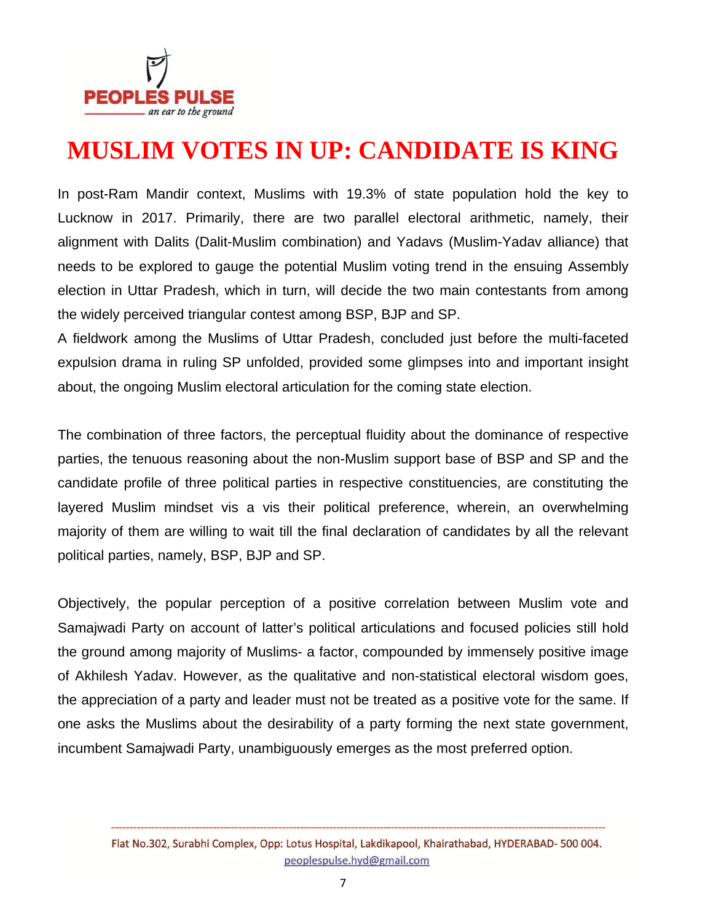# MUSLIM VOTES IN UP: CANDIDATE IS KING

In post-Ram Mandir context, Muslims with 19.3% of state population hold the key to Lucknow in 2017. Primarily, there are two parallel electoral arithmetic, namely, their alignment with Dalits (Dalit-Muslim combination) and Yadavs (Muslim-Yadav alliance) that needs to be explored to gauge the potential Muslim voting trend in the ensuing Assembly election in Uttar Pradesh, which in turn, will decide the two main contestants from among the widely perceived triangular contest among BSP, BJP and SP.

A fieldwork among the Muslims of Uttar Pradesh, concluded just before the multi-faceted expulsion drama in ruling SP unfolded, provided some glimpses into and important insight about, the ongoing Muslim electoral articulation for the coming state election.

The combination of three factors, the perceptual fluidity about the dominance of respective parties, the tenuous reasoning about the non-Muslim support base of BSP and SP and the candidate profile of three political parties in respective constituencies, are constituting the layered Muslim mindset vis a vis their political preference, wherein, an overwhelming majority of them are willing to wait till the final declaration of candidates by all the relevant political parties, namely, BSP, BJP and SP.

Objectively, the popular perception of a positive correlation between Muslim vote and Samajwadi Party on account of latter's political articulations and focused policies still hold the ground among majority of Muslims- a factor, compounded by immensely positive image of Akhilesh Yadav. However, as the qualitative and non-statistical electoral wisdom goes, the appreciation of a party and leader must not be treated as a positive vote for the same. If one asks the Muslims about the desirability of a party forming the next state government, incumbent Samajwadi Party, unambiguously emerges as the most preferred option.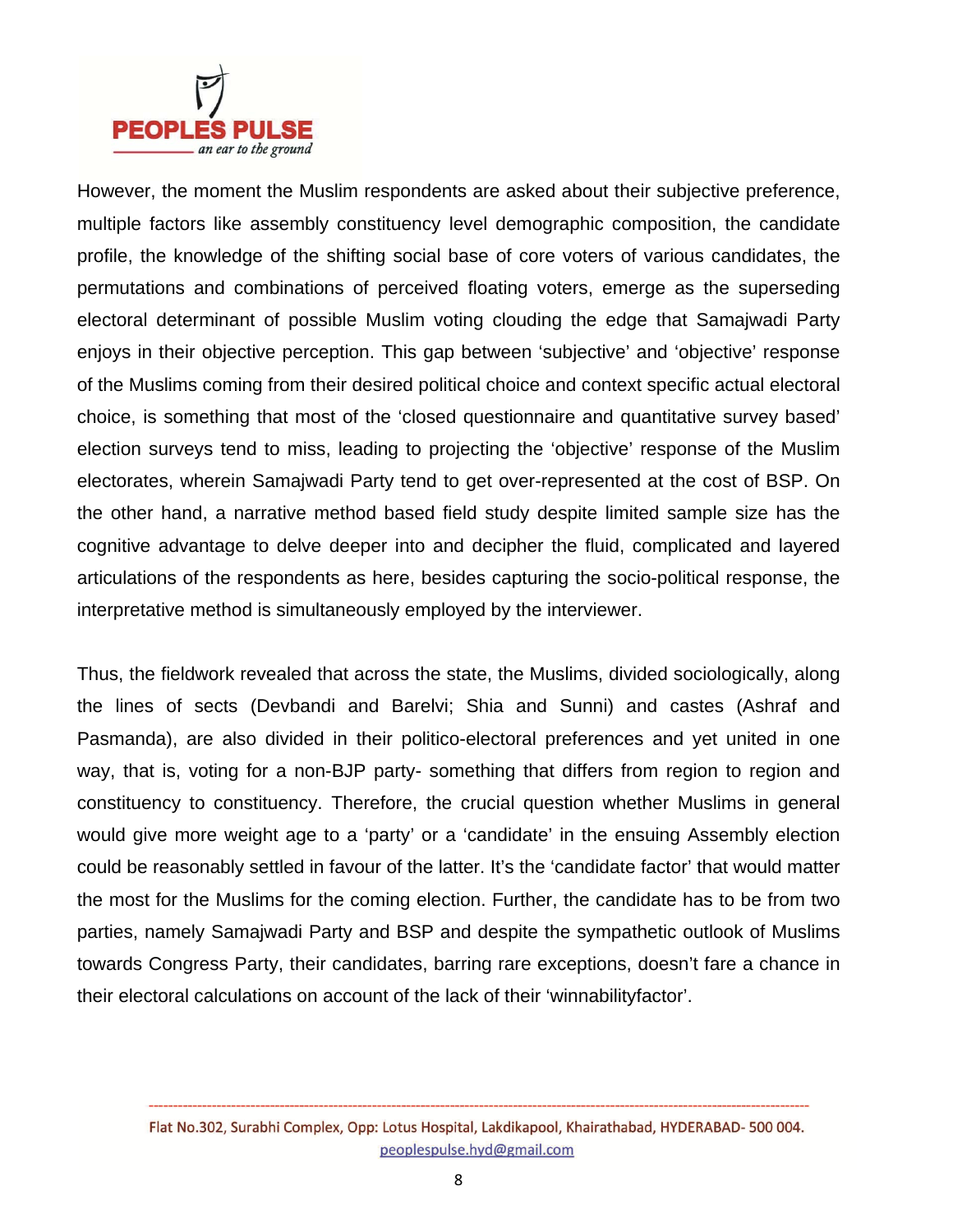However, the moment the Muslim respondents are asked about their subjective preference, multiple factors like assembly constituency level demographic composition, the candidate profile, the knowledge of the shifting social base of core voters of various candidates, the permutations and combinations of perceived floating voters, emerge as the superseding electoral determinant of possible Muslim voting clouding the edge that Samajwadi Party enjoys in their objective perception. This gap between 'subjective' and 'objective' response of the Muslims coming from their desired political choice and context specific actual electoral choice, is something that most of the 'closed questionnaire and quantitative survey based' election surveys tend to miss, leading to projecting the 'objective' response of the Muslim electorates, wherein Samajwadi Party tend to get over-represented at the cost of BSP. On the other hand, a narrative method based field study despite limited sample size has the cognitive advantage to delve deeper into and decipher the fluid, complicated and layered articulations of the respondents as here, besides capturing the socio-political response, the interpretative method is simultaneously employed by the interviewer.

Thus, the fieldwork revealed that across the state, the Muslims, divided sociologically, along the lines of sects (Devbandi and Barelvi; Shia and Sunni) and castes (Ashraf and Pasmanda), are also divided in their politico-electoral preferences and yet united in one way, that is, voting for a non-BJP party- something that differs from region to region and constituency to constituency. Therefore, the crucial question whether Muslims in general would give more weight age to a 'party' or a 'candidate' in the ensuing Assembly election could be reasonably settled in favour of the latter. It's the 'candidate factor' that would matter the most for the Muslims for the coming election. Further, the candidate has to be from two parties, namely Samajwadi Party and BSP and despite the sympathetic outlook of Muslims towards Congress Party, their candidates, barring rare exceptions, doesn't fare a chance in their electoral calculations on account of the lack of their 'winnabilityfactor'.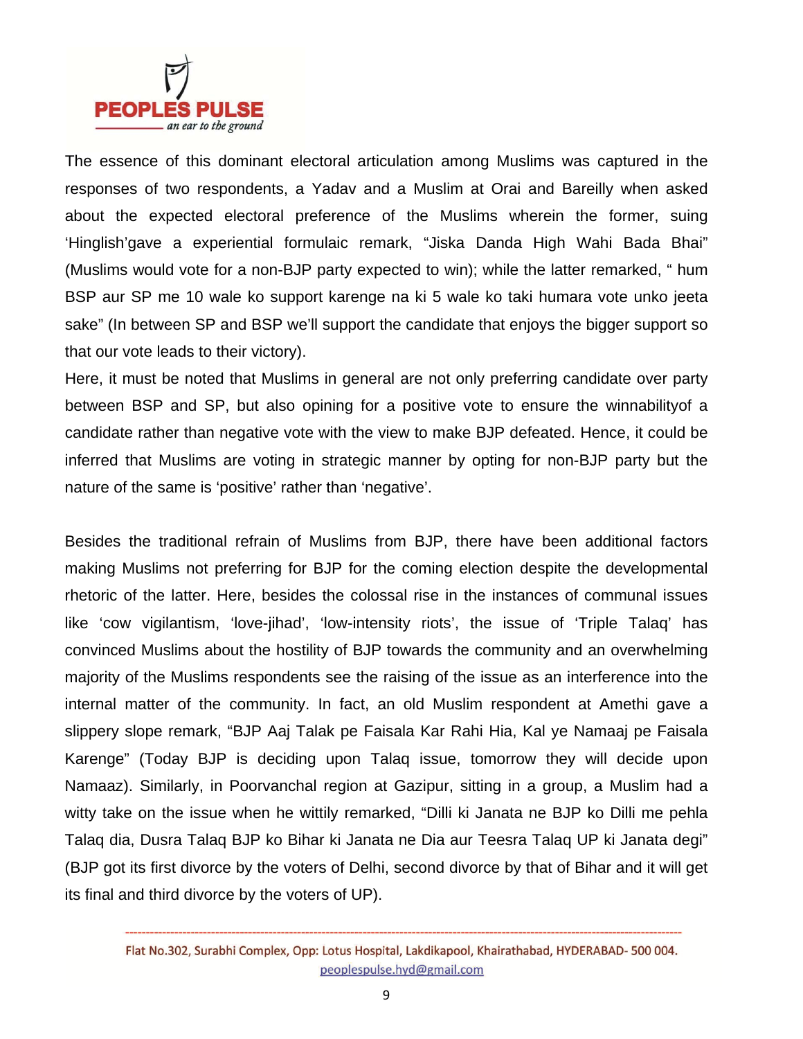The essence of this dominant electoral articulation among Muslims was captured in the responses of two respondents, a Yadav and a Muslim at Orai and Bareilly when asked about the expected electoral preference of the Muslims wherein the former, suing 'Hinglish'gave a experiential formulaic remark, "Jiska Danda High Wahi Bada Bhai" (Muslims would vote for a non-BJP party expected to win); while the latter remarked, " hum BSP aur SP me 10 wale ko support karenge na ki 5 wale ko taki humara vote unko jeeta sake" (In between SP and BSP we'll support the candidate that enjoys the bigger support so that our vote leads to their victory).

Here, it must be noted that Muslims in general are not only preferring candidate over party between BSP and SP, but also opining for a positive vote to ensure the winnabilityof a candidate rather than negative vote with the view to make BJP defeated. Hence, it could be inferred that Muslims are voting in strategic manner by opting for non-BJP party but the nature of the same is 'positive' rather than 'negative'.

Besides the traditional refrain of Muslims from BJP, there have been additional factors making Muslims not preferring for BJP for the coming election despite the developmental rhetoric of the latter. Here, besides the colossal rise in the instances of communal issues like 'cow vigilantism, 'love-jihad', 'low-intensity riots', the issue of 'Triple Talaq' has convinced Muslims about the hostility of BJP towards the community and an overwhelming majority of the Muslims respondents see the raising of the issue as an interference into the internal matter of the community. In fact, an old Muslim respondent at Amethi gave a slippery slope remark, "BJP Aaj Talak pe Faisala Kar Rahi Hia, Kal ye Namaaj pe Faisala Karenge" (Today BJP is deciding upon Talaq issue, tomorrow they will decide upon Namaaz). Similarly, in Poorvanchal region at Gazipur, sitting in a group, a Muslim had a witty take on the issue when he wittily remarked, "Dilli ki Janata ne BJP ko Dilli me pehla Talaq dia, Dusra Talaq BJP ko Bihar ki Janata ne Dia aur Teesra Talaq UP ki Janata degi" (BJP got its first divorce by the voters of Delhi, second divorce by that of Bihar and it will get its final and third divorce by the voters of UP).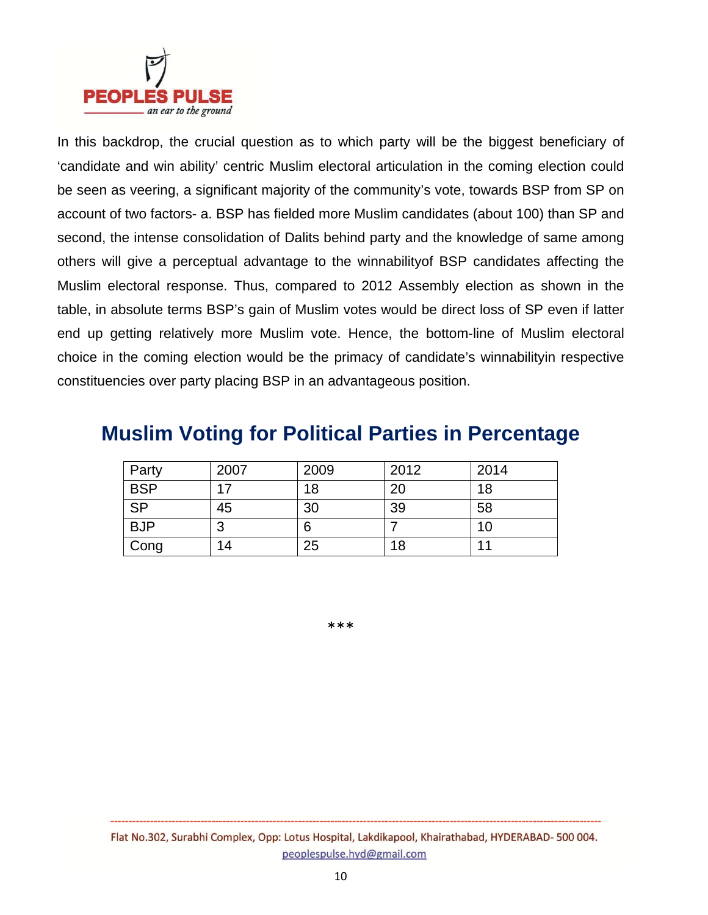In this backdrop, the crucial question as to which party will be the biggest beneficiary of 'candidate and win ability' centric Muslim electoral articulation in the coming election could be seen as veering, a significant majority of the community's vote, towards BSP from SP on account of two factors- a. BSP has fielded more Muslim candidates (about 100) than SP and second, the intense consolidation of Dalits behind party and the knowledge of same among others will give a perceptual advantage to the winnabilityof BSP candidates affecting the Muslim electoral response. Thus, compared to 2012 Assembly election as shown in the table, in absolute terms BSP's gain of Muslim votes would be direct loss of SP even if latter end up getting relatively more Muslim vote. Hence, the bottom-line of Muslim electoral choice in the coming election would be the primacy of candidate's winnabilityin respective constituencies over party placing BSP in an advantageous position.

## Muslim Voting for Political Parties in Percentage

| Party | 2007 | 2009 | 2012 | 2014 |
|---|---|---|---|---|
| BSP | 17 | 18 | 20 | 18 |
| SP | 45 | 30 | 39 | 58 |
| BJP | 3 | 6 | 7 | 10 |
| Cong | 14 | 25 | 18 | 11 |

***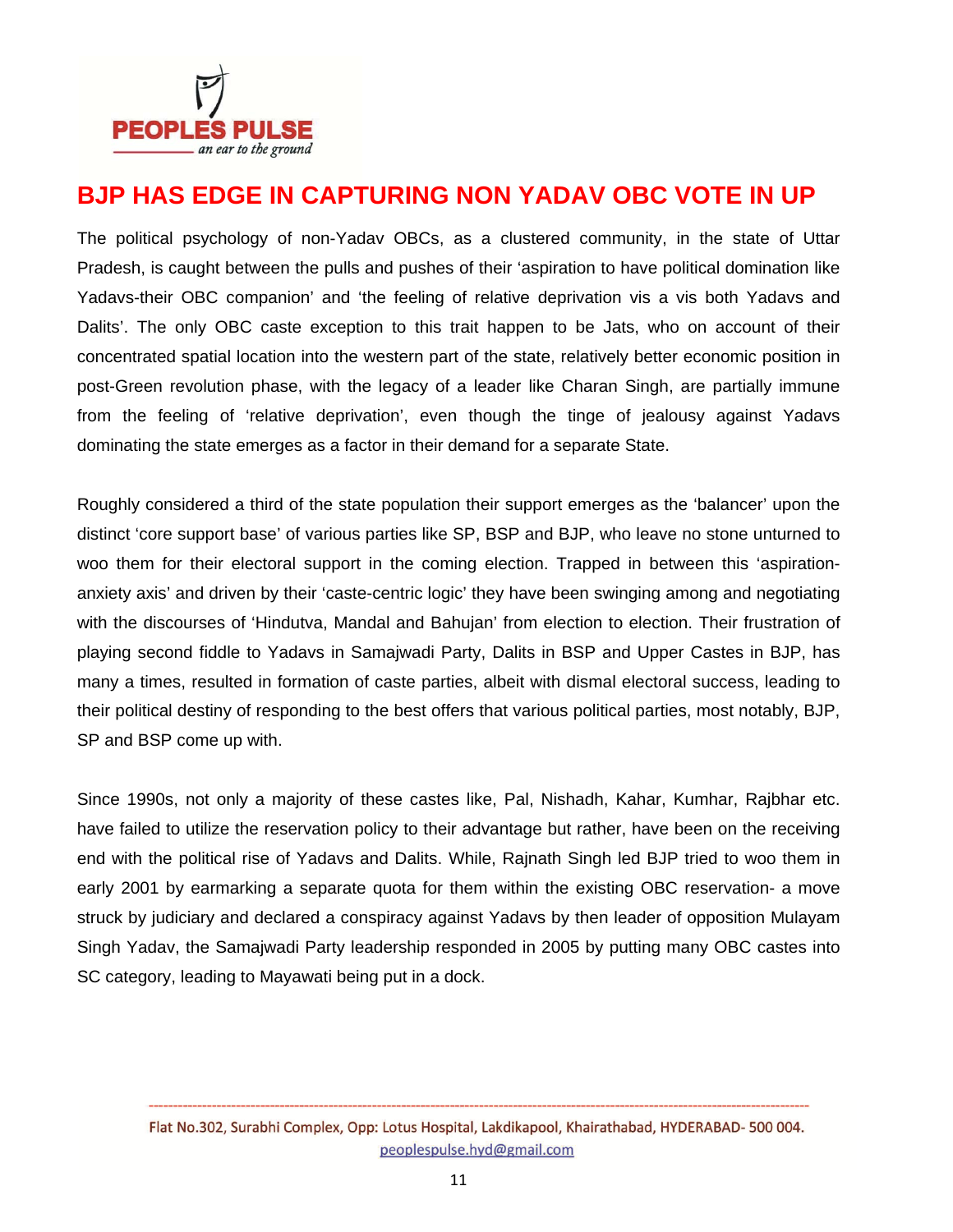# BJP HAS EDGE IN CAPTURING NON YADAV OBC VOTE IN UP

The political psychology of non-Yadav OBCs, as a clustered community, in the state of Uttar Pradesh, is caught between the pulls and pushes of their 'aspiration to have political domination like Yadavs-their OBC companion' and 'the feeling of relative deprivation vis a vis both Yadavs and Dalits'. The only OBC caste exception to this trait happen to be Jats, who on account of their concentrated spatial location into the western part of the state, relatively better economic position in post-Green revolution phase, with the legacy of a leader like Charan Singh, are partially immune from the feeling of 'relative deprivation', even though the tinge of jealousy against Yadavs dominating the state emerges as a factor in their demand for a separate State.

Roughly considered a third of the state population their support emerges as the 'balancer' upon the distinct 'core support base' of various parties like SP, BSP and BJP, who leave no stone unturned to woo them for their electoral support in the coming election. Trapped in between this 'aspiration-anxiety axis' and driven by their 'caste-centric logic' they have been swinging among and negotiating with the discourses of 'Hindutva, Mandal and Bahujan' from election to election. Their frustration of playing second fiddle to Yadavs in Samajwadi Party, Dalits in BSP and Upper Castes in BJP, has many a times, resulted in formation of caste parties, albeit with dismal electoral success, leading to their political destiny of responding to the best offers that various political parties, most notably, BJP, SP and BSP come up with.

Since 1990s, not only a majority of these castes like, Pal, Nishadh, Kahar, Kumhar, Rajbhar etc. have failed to utilize the reservation policy to their advantage but rather, have been on the receiving end with the political rise of Yadavs and Dalits. While, Rajnath Singh led BJP tried to woo them in early 2001 by earmarking a separate quota for them within the existing OBC reservation- a move struck by judiciary and declared a conspiracy against Yadavs by then leader of opposition Mulayam Singh Yadav, the Samajwadi Party leadership responded in 2005 by putting many OBC castes into SC category, leading to Mayawati being put in a dock.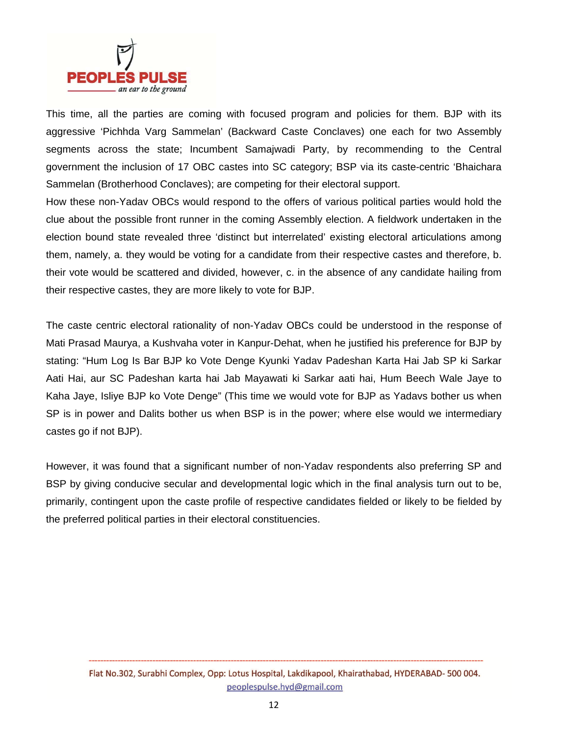This time, all the parties are coming with focused program and policies for them. BJP with its aggressive 'Pichhda Varg Sammelan' (Backward Caste Conclaves) one each for two Assembly segments across the state; Incumbent Samajwadi Party, by recommending to the Central government the inclusion of 17 OBC castes into SC category; BSP via its caste-centric 'Bhaichara Sammelan (Brotherhood Conclaves); are competing for their electoral support.

How these non-Yadav OBCs would respond to the offers of various political parties would hold the clue about the possible front runner in the coming Assembly election. A fieldwork undertaken in the election bound state revealed three 'distinct but interrelated' existing electoral articulations among them, namely, a. they would be voting for a candidate from their respective castes and therefore, b. their vote would be scattered and divided, however, c. in the absence of any candidate hailing from their respective castes, they are more likely to vote for BJP.

The caste centric electoral rationality of non-Yadav OBCs could be understood in the response of Mati Prasad Maurya, a Kushvaha voter in Kanpur-Dehat, when he justified his preference for BJP by stating: "Hum Log Is Bar BJP ko Vote Denge Kyunki Yadav Padeshan Karta Hai Jab SP ki Sarkar Aati Hai, aur SC Padeshan karta hai Jab Mayawati ki Sarkar aati hai, Hum Beech Wale Jaye to Kaha Jaye, Isliye BJP ko Vote Denge" (This time we would vote for BJP as Yadavs bother us when SP is in power and Dalits bother us when BSP is in the power; where else would we intermediary castes go if not BJP).

However, it was found that a significant number of non-Yadav respondents also preferring SP and BSP by giving conducive secular and developmental logic which in the final analysis turn out to be, primarily, contingent upon the caste profile of respective candidates fielded or likely to be fielded by the preferred political parties in their electoral constituencies.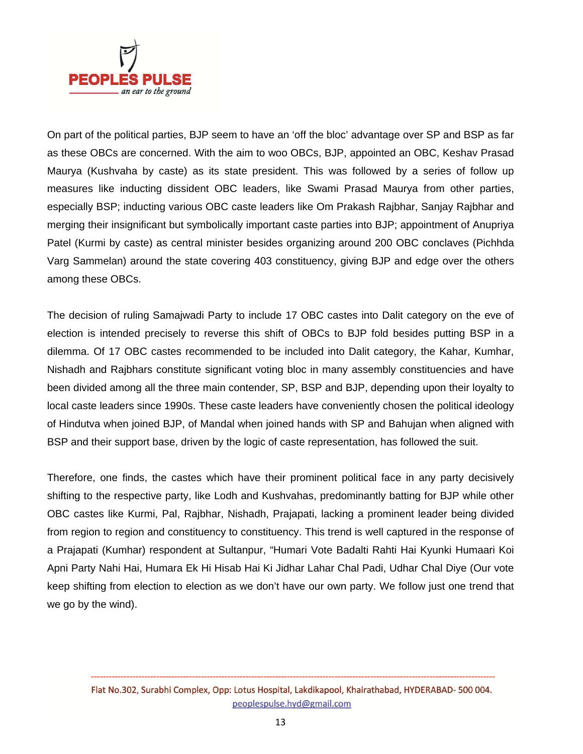On part of the political parties, BJP seem to have an 'off the bloc' advantage over SP and BSP as far as these OBCs are concerned. With the aim to woo OBCs, BJP, appointed an OBC, Keshav Prasad Maurya (Kushvaha by caste) as its state president. This was followed by a series of follow up measures like inducting dissident OBC leaders, like Swami Prasad Maurya from other parties, especially BSP; inducting various OBC caste leaders like Om Prakash Rajbhar, Sanjay Rajbhar and merging their insignificant but symbolically important caste parties into BJP; appointment of Anupriya Patel (Kurmi by caste) as central minister besides organizing around 200 OBC conclaves (Pichhda Varg Sammelan) around the state covering 403 constituency, giving BJP and edge over the others among these OBCs.

The decision of ruling Samajwadi Party to include 17 OBC castes into Dalit category on the eve of election is intended precisely to reverse this shift of OBCs to BJP fold besides putting BSP in a dilemma. Of 17 OBC castes recommended to be included into Dalit category, the Kahar, Kumhar, Nishadh and Rajbhars constitute significant voting bloc in many assembly constituencies and have been divided among all the three main contender, SP, BSP and BJP, depending upon their loyalty to local caste leaders since 1990s. These caste leaders have conveniently chosen the political ideology of Hindutva when joined BJP, of Mandal when joined hands with SP and Bahujan when aligned with BSP and their support base, driven by the logic of caste representation, has followed the suit.

Therefore, one finds, the castes which have their prominent political face in any party decisively shifting to the respective party, like Lodh and Kushvahas, predominantly batting for BJP while other OBC castes like Kurmi, Pal, Rajbhar, Nishadh, Prajapati, lacking a prominent leader being divided from region to region and constituency to constituency. This trend is well captured in the response of a Prajapati (Kumhar) respondent at Sultanpur, "Humari Vote Badalti Rahti Hai Kyunki Humaari Koi Apni Party Nahi Hai, Humara Ek Hi Hisab Hai Ki Jidhar Lahar Chal Padi, Udhar Chal Diye (Our vote keep shifting from election to election as we don't have our own party. We follow just one trend that we go by the wind).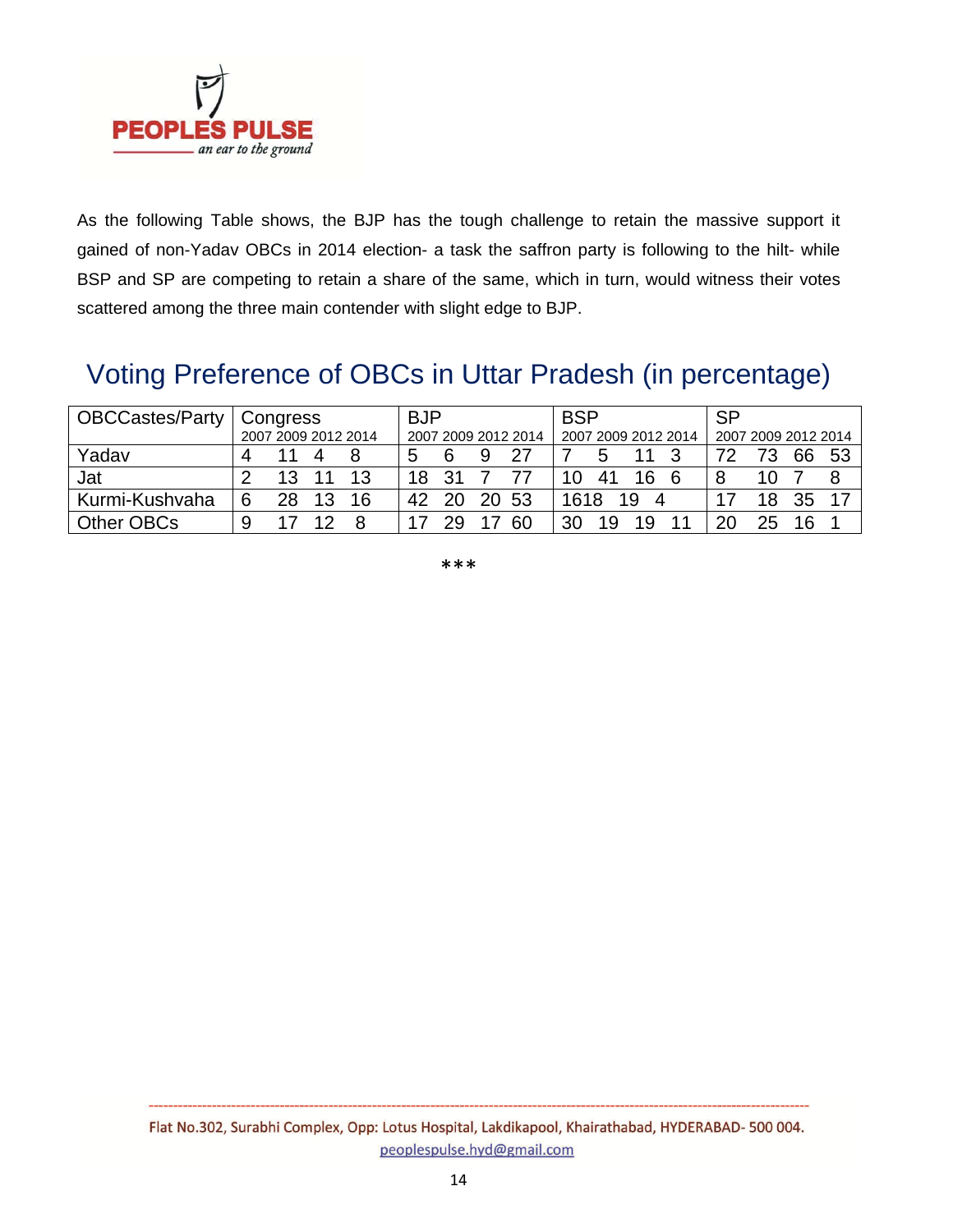As the following Table shows, the BJP has the tough challenge to retain the massive support it gained of non-Yadav OBCs in 2014 election- a task the saffron party is following to the hilt- while BSP and SP are competing to retain a share of the same, which in turn, would witness their votes scattered among the three main contender with slight edge to BJP.

## Voting Preference of OBCs in Uttar Pradesh (in percentage)

| OBCCastes/Party | Congress | | | | BJP | | | | BSP | | | | SP | | | |
|---|---|---|---|---|---|---|---|---|---|---|---|---|---|---|---|---|
| | 2007 | 2009 | 2012 | 2014 | 2007 | 2009 | 2012 | 2014 | 2007 | 2009 | 2012 | 2014 | 2007 | 2009 | 2012 | 2014 |
| Yadav | 4 | 11 | 4 | 8 | 5 | 6 | 9 | 27 | 7 | 5 | 11 | 3 | 72 | 73 | 66 | 53 |
| Jat | 2 | 13 | 11 | 13 | 18 | 31 | 7 | 77 | 10 | 41 | 16 | 6 | 8 | 10 | 7 | 8 |
| Kurmi-Kushvaha | 6 | 28 | 13 | 16 | 42 | 20 | 20 | 53 | 16 | 18 | 19 | 4 | 17 | 18 | 35 | 17 |
| Other OBCs | 9 | 17 | 12 | 8 | 17 | 29 | 17 | 60 | 30 | 19 | 19 | 11 | 20 | 25 | 16 | 1 |

***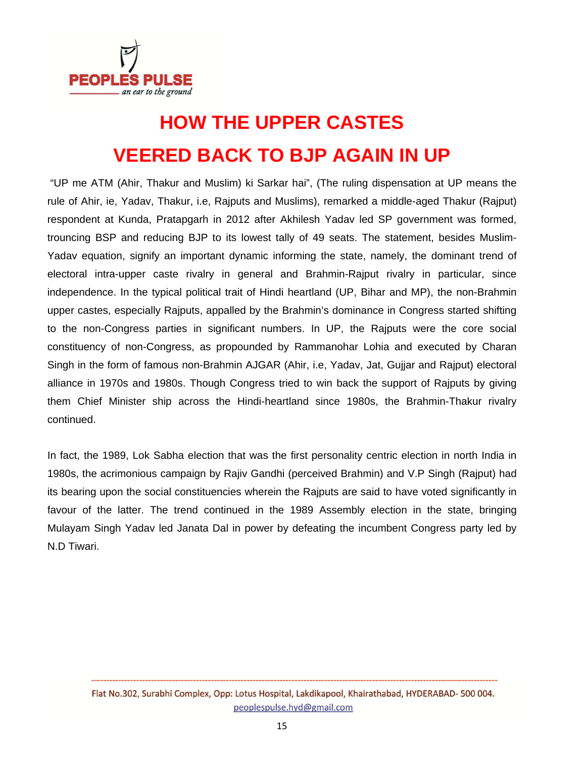# HOW THE UPPER CASTES VEERED BACK TO BJP AGAIN IN UP

"UP me ATM (Ahir, Thakur and Muslim) ki Sarkar hai", (The ruling dispensation at UP means the rule of Ahir, ie, Yadav, Thakur, i.e, Rajputs and Muslims), remarked a middle-aged Thakur (Rajput) respondent at Kunda, Pratapgarh in 2012 after Akhilesh Yadav led SP government was formed, trouncing BSP and reducing BJP to its lowest tally of 49 seats. The statement, besides Muslim-Yadav equation, signify an important dynamic informing the state, namely, the dominant trend of electoral intra-upper caste rivalry in general and Brahmin-Rajput rivalry in particular, since independence. In the typical political trait of Hindi heartland (UP, Bihar and MP), the non-Brahmin upper castes, especially Rajputs, appalled by the Brahmin's dominance in Congress started shifting to the non-Congress parties in significant numbers. In UP, the Rajputs were the core social constituency of non-Congress, as propounded by Rammanohar Lohia and executed by Charan Singh in the form of famous non-Brahmin AJGAR (Ahir, i.e, Yadav, Jat, Gujjar and Rajput) electoral alliance in 1970s and 1980s. Though Congress tried to win back the support of Rajputs by giving them Chief Minister ship across the Hindi-heartland since 1980s, the Brahmin-Thakur rivalry continued.

In fact, the 1989, Lok Sabha election that was the first personality centric election in north India in 1980s, the acrimonious campaign by Rajiv Gandhi (perceived Brahmin) and V.P Singh (Rajput) had its bearing upon the social constituencies wherein the Rajputs are said to have voted significantly in favour of the latter. The trend continued in the 1989 Assembly election in the state, bringing Mulayam Singh Yadav led Janata Dal in power by defeating the incumbent Congress party led by N.D Tiwari.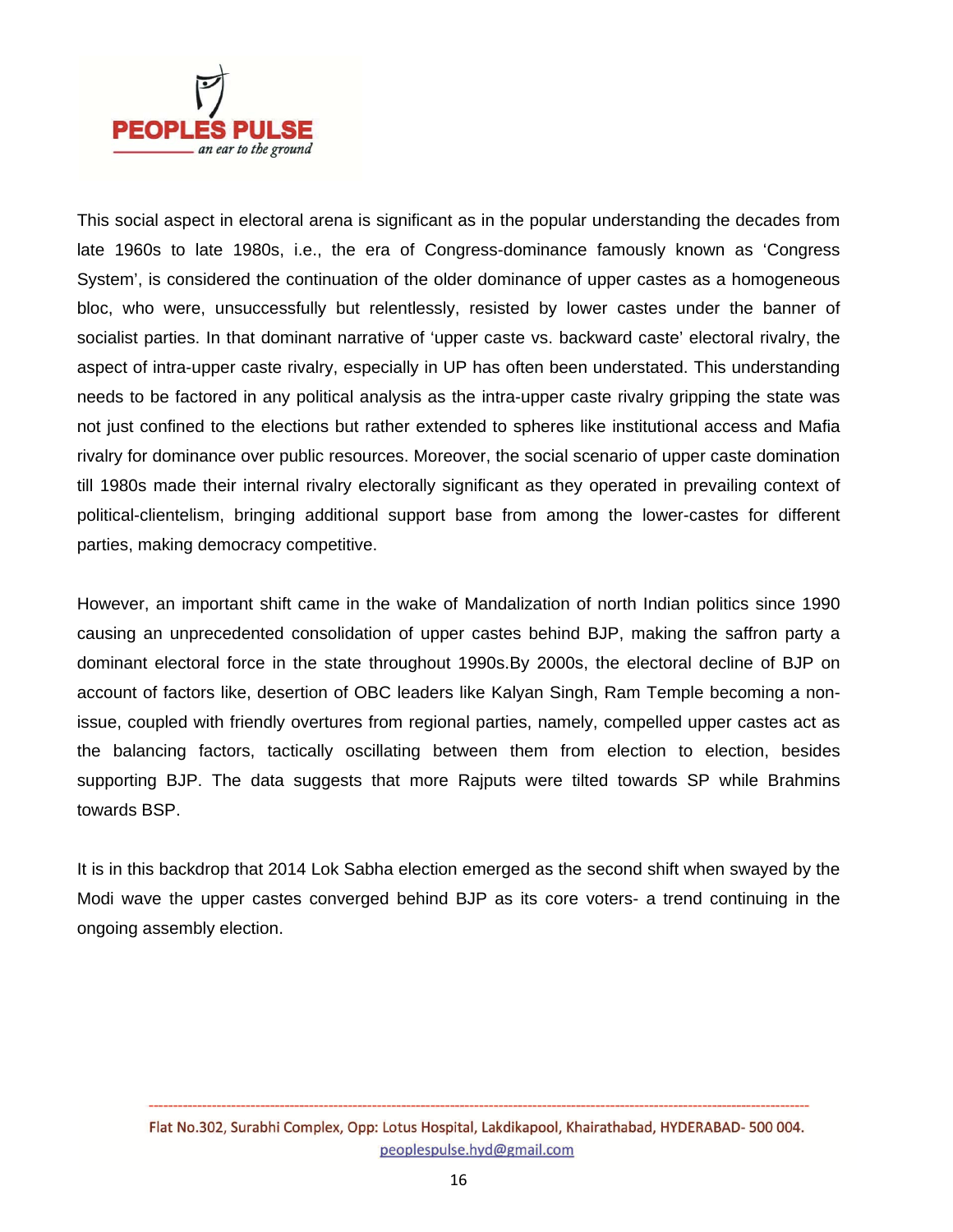This social aspect in electoral arena is significant as in the popular understanding the decades from late 1960s to late 1980s, i.e., the era of Congress-dominance famously known as 'Congress System', is considered the continuation of the older dominance of upper castes as a homogeneous bloc, who were, unsuccessfully but relentlessly, resisted by lower castes under the banner of socialist parties. In that dominant narrative of 'upper caste vs. backward caste' electoral rivalry, the aspect of intra-upper caste rivalry, especially in UP has often been understated. This understanding needs to be factored in any political analysis as the intra-upper caste rivalry gripping the state was not just confined to the elections but rather extended to spheres like institutional access and Mafia rivalry for dominance over public resources. Moreover, the social scenario of upper caste domination till 1980s made their internal rivalry electorally significant as they operated in prevailing context of political-clientelism, bringing additional support base from among the lower-castes for different parties, making democracy competitive.

However, an important shift came in the wake of Mandalization of north Indian politics since 1990 causing an unprecedented consolidation of upper castes behind BJP, making the saffron party a dominant electoral force in the state throughout 1990s.By 2000s, the electoral decline of BJP on account of factors like, desertion of OBC leaders like Kalyan Singh, Ram Temple becoming a non-issue, coupled with friendly overtures from regional parties, namely, compelled upper castes act as the balancing factors, tactically oscillating between them from election to election, besides supporting BJP. The data suggests that more Rajputs were tilted towards SP while Brahmins towards BSP.

It is in this backdrop that 2014 Lok Sabha election emerged as the second shift when swayed by the Modi wave the upper castes converged behind BJP as its core voters- a trend continuing in the ongoing assembly election.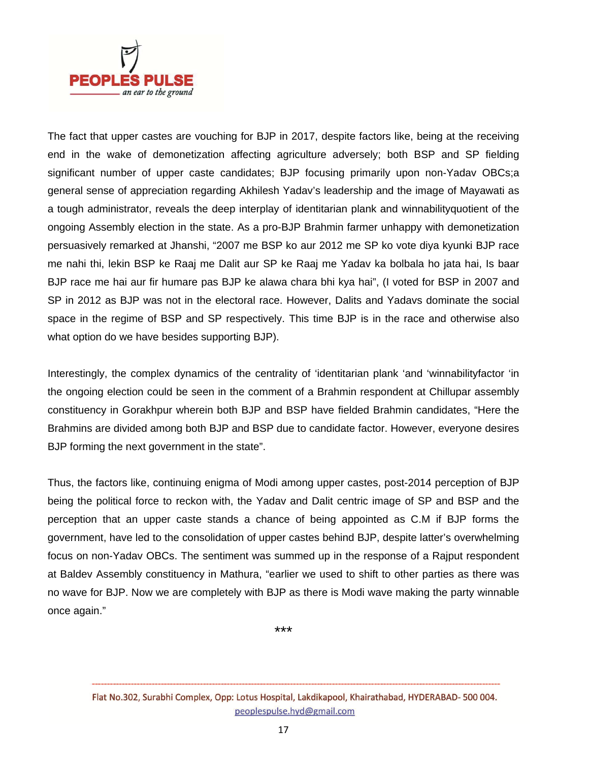The fact that upper castes are vouching for BJP in 2017, despite factors like, being at the receiving end in the wake of demonetization affecting agriculture adversely; both BSP and SP fielding significant number of upper caste candidates; BJP focusing primarily upon non-Yadav OBCs;a general sense of appreciation regarding Akhilesh Yadav's leadership and the image of Mayawati as a tough administrator, reveals the deep interplay of identitarian plank and winnabilityquotient of the ongoing Assembly election in the state. As a pro-BJP Brahmin farmer unhappy with demonetization persuasively remarked at Jhanshi, "2007 me BSP ko aur 2012 me SP ko vote diya kyunki BJP race me nahi thi, lekin BSP ke Raaj me Dalit aur SP ke Raaj me Yadav ka bolbala ho jata hai, Is baar BJP race me hai aur fir humare pas BJP ke alawa chara bhi kya hai", (I voted for BSP in 2007 and SP in 2012 as BJP was not in the electoral race. However, Dalits and Yadavs dominate the social space in the regime of BSP and SP respectively. This time BJP is in the race and otherwise also what option do we have besides supporting BJP).

Interestingly, the complex dynamics of the centrality of 'identitarian plank 'and 'winnabilityfactor 'in the ongoing election could be seen in the comment of a Brahmin respondent at Chillupar assembly constituency in Gorakhpur wherein both BJP and BSP have fielded Brahmin candidates, "Here the Brahmins are divided among both BJP and BSP due to candidate factor. However, everyone desires BJP forming the next government in the state".

Thus, the factors like, continuing enigma of Modi among upper castes, post-2014 perception of BJP being the political force to reckon with, the Yadav and Dalit centric image of SP and BSP and the perception that an upper caste stands a chance of being appointed as C.M if BJP forms the government, have led to the consolidation of upper castes behind BJP, despite latter's overwhelming focus on non-Yadav OBCs. The sentiment was summed up in the response of a Rajput respondent at Baldev Assembly constituency in Mathura, "earlier we used to shift to other parties as there was no wave for BJP. Now we are completely with BJP as there is Modi wave making the party winnable once again."

***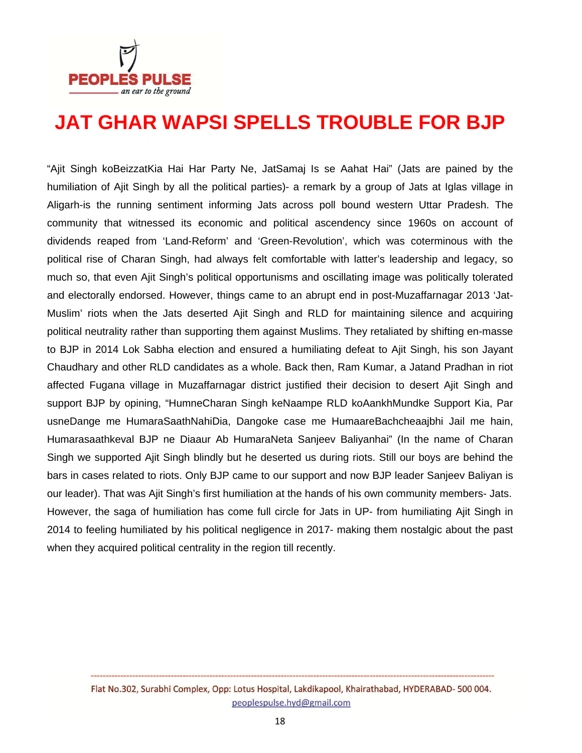# JAT GHAR WAPSI SPELLS TROUBLE FOR BJP

“Ajit Singh koBeizzatKia Hai Har Party Ne, JatSamaj Is se Aahat Hai” (Jats are pained by the humiliation of Ajit Singh by all the political parties)- a remark by a group of Jats at Iglas village in Aligarh-is the running sentiment informing Jats across poll bound western Uttar Pradesh. The community that witnessed its economic and political ascendency since 1960s on account of dividends reaped from ‘Land-Reform’ and ‘Green-Revolution’, which was coterminous with the political rise of Charan Singh, had always felt comfortable with latter’s leadership and legacy, so much so, that even Ajit Singh’s political opportunisms and oscillating image was politically tolerated and electorally endorsed. However, things came to an abrupt end in post-Muzaffarnagar 2013 ‘Jat-Muslim’ riots when the Jats deserted Ajit Singh and RLD for maintaining silence and acquiring political neutrality rather than supporting them against Muslims. They retaliated by shifting en-masse to BJP in 2014 Lok Sabha election and ensured a humiliating defeat to Ajit Singh, his son Jayant Chaudhary and other RLD candidates as a whole. Back then, Ram Kumar, a Jatand Pradhan in riot affected Fugana village in Muzaffarnagar district justified their decision to desert Ajit Singh and support BJP by opining, “HumneCharan Singh keNaampe RLD koAankhMundke Support Kia, Par usneDange me HumaraSaathNahiDia, Dangoke case me HumaareBachcheaajbhi Jail me hain, Humarasaathkeval BJP ne Diaaur Ab HumaraNeta Sanjeev Baliyanhai” (In the name of Charan Singh we supported Ajit Singh blindly but he deserted us during riots. Still our boys are behind the bars in cases related to riots. Only BJP came to our support and now BJP leader Sanjeev Baliyan is our leader). That was Ajit Singh’s first humiliation at the hands of his own community members- Jats. However, the saga of humiliation has come full circle for Jats in UP- from humiliating Ajit Singh in 2014 to feeling humiliated by his political negligence in 2017- making them nostalgic about the past when they acquired political centrality in the region till recently.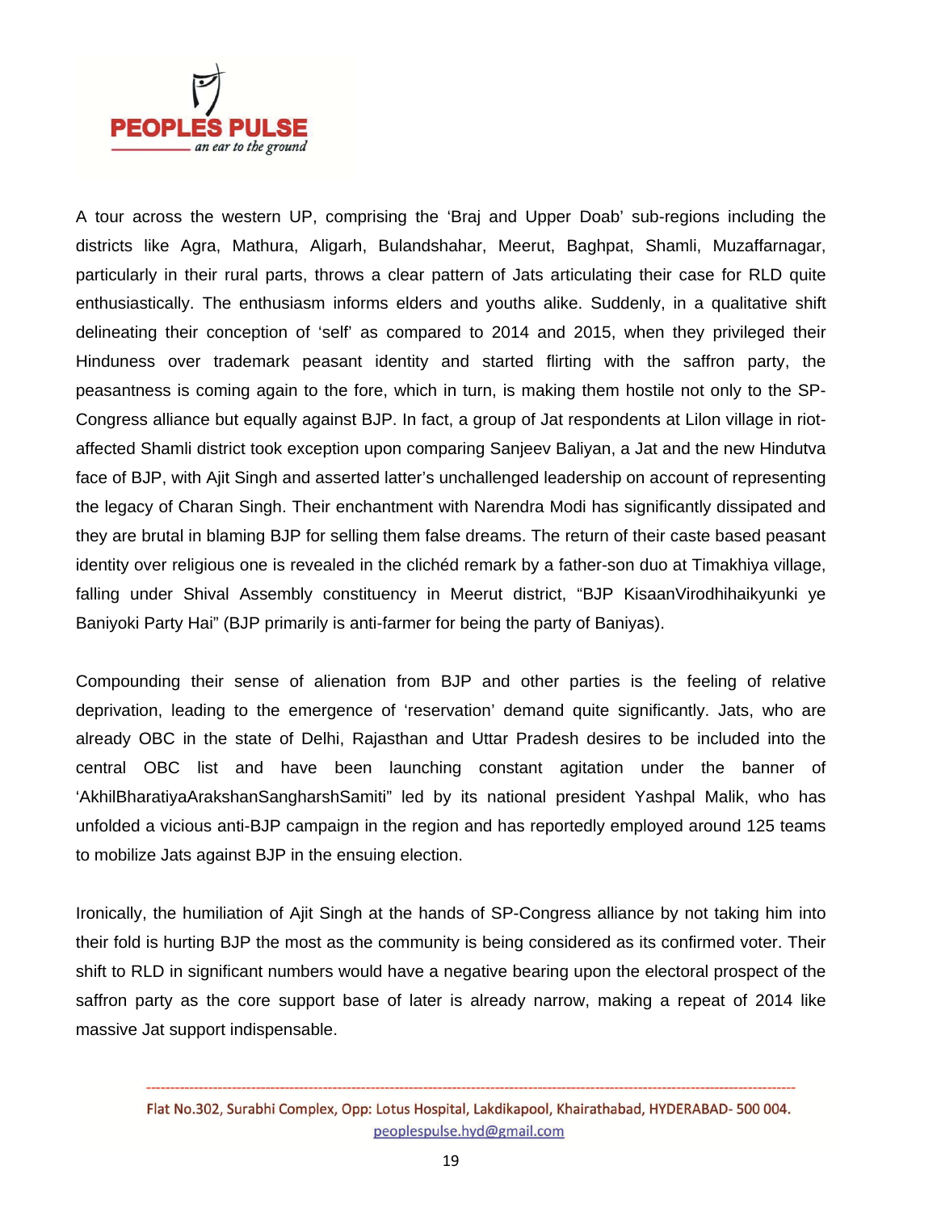A tour across the western UP, comprising the 'Braj and Upper Doab' sub-regions including the districts like Agra, Mathura, Aligarh, Bulandshahar, Meerut, Baghpat, Shamli, Muzaffarnagar, particularly in their rural parts, throws a clear pattern of Jats articulating their case for RLD quite enthusiastically. The enthusiasm informs elders and youths alike. Suddenly, in a qualitative shift delineating their conception of 'self' as compared to 2014 and 2015, when they privileged their Hinduness over trademark peasant identity and started flirting with the saffron party, the peasantness is coming again to the fore, which in turn, is making them hostile not only to the SP-Congress alliance but equally against BJP. In fact, a group of Jat respondents at Lilon village in riot-affected Shamli district took exception upon comparing Sanjeev Baliyan, a Jat and the new Hindutva face of BJP, with Ajit Singh and asserted latter's unchallenged leadership on account of representing the legacy of Charan Singh. Their enchantment with Narendra Modi has significantly dissipated and they are brutal in blaming BJP for selling them false dreams. The return of their caste based peasant identity over religious one is revealed in the clichéd remark by a father-son duo at Timakhiya village, falling under Shival Assembly constituency in Meerut district, "BJP KisaanVirodhihaikyunki ye Baniyoki Party Hai" (BJP primarily is anti-farmer for being the party of Baniyas).

Compounding their sense of alienation from BJP and other parties is the feeling of relative deprivation, leading to the emergence of 'reservation' demand quite significantly. Jats, who are already OBC in the state of Delhi, Rajasthan and Uttar Pradesh desires to be included into the central OBC list and have been launching constant agitation under the banner of 'AkhilBharatiyaArakshanSangharshSamiti" led by its national president Yashpal Malik, who has unfolded a vicious anti-BJP campaign in the region and has reportedly employed around 125 teams to mobilize Jats against BJP in the ensuing election.

Ironically, the humiliation of Ajit Singh at the hands of SP-Congress alliance by not taking him into their fold is hurting BJP the most as the community is being considered as its confirmed voter. Their shift to RLD in significant numbers would have a negative bearing upon the electoral prospect of the saffron party as the core support base of later is already narrow, making a repeat of 2014 like massive Jat support indispensable.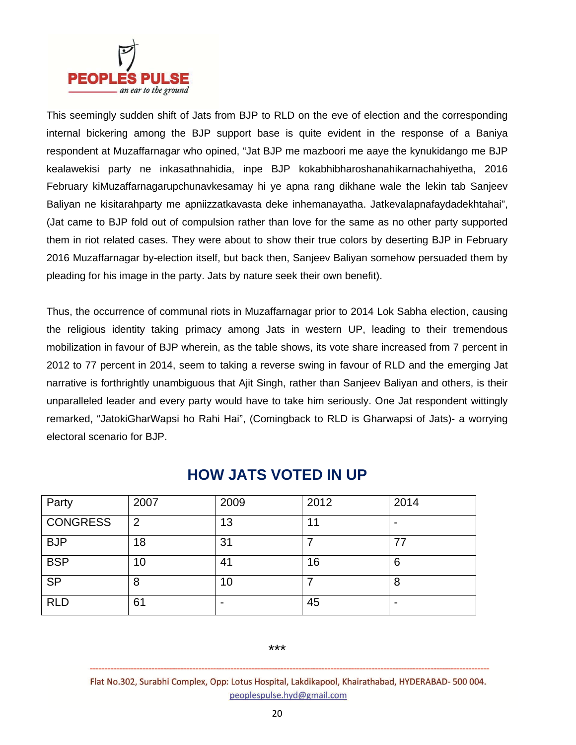This seemingly sudden shift of Jats from BJP to RLD on the eve of election and the corresponding internal bickering among the BJP support base is quite evident in the response of a Baniya respondent at Muzaffarnagar who opined, "Jat BJP me mazboori me aaye the kynukidango me BJP kealawekisi party ne inkasathnahidia, inpe BJP kokabhibharoshanahikarnachahiyetha, 2016 February kiMuzaffarnagarupchunavkesamay hi ye apna rang dikhane wale the lekin tab Sanjeev Baliyan ne kisitarahparty me apniizzatkavasta deke inhemanayatha. Jatkevalapnafaydadekhtahai", (Jat came to BJP fold out of compulsion rather than love for the same as no other party supported them in riot related cases. They were about to show their true colors by deserting BJP in February 2016 Muzaffarnagar by-election itself, but back then, Sanjeev Baliyan somehow persuaded them by pleading for his image in the party. Jats by nature seek their own benefit).

Thus, the occurrence of communal riots in Muzaffarnagar prior to 2014 Lok Sabha election, causing the religious identity taking primacy among Jats in western UP, leading to their tremendous mobilization in favour of BJP wherein, as the table shows, its vote share increased from 7 percent in 2012 to 77 percent in 2014, seem to taking a reverse swing in favour of RLD and the emerging Jat narrative is forthrightly unambiguous that Ajit Singh, rather than Sanjeev Baliyan and others, is their unparalleled leader and every party would have to take him seriously. One Jat respondent wittingly remarked, "JatokiGharWapsi ho Rahi Hai", (Comingback to RLD is Gharwapsi of Jats)- a worrying electoral scenario for BJP.

## HOW JATS VOTED IN UP

| Party | 2007 | 2009 | 2012 | 2014 |
|---|---|---|---|---|
| CONGRESS | 2 | 13 | 11 | - |
| BJP | 18 | 31 | 7 | 77 |
| BSP | 10 | 41 | 16 | 6 |
| SP | 8 | 10 | 7 | 8 |
| RLD | 61 | - | 45 | - |

***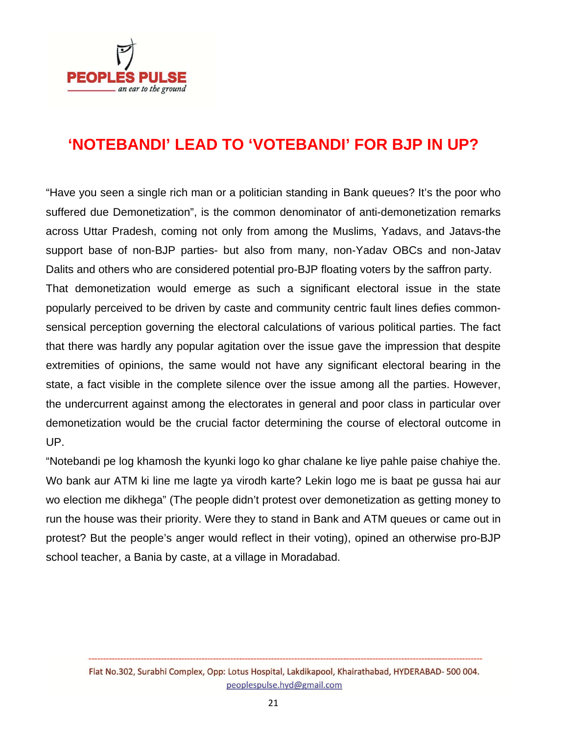# 'NOTEBANDI' LEAD TO 'VOTEBANDI' FOR BJP IN UP?

"Have you seen a single rich man or a politician standing in Bank queues? It's the poor who suffered due Demonetization", is the common denominator of anti-demonetization remarks across Uttar Pradesh, coming not only from among the Muslims, Yadavs, and Jatavs-the support base of non-BJP parties- but also from many, non-Yadav OBCs and non-Jatav Dalits and others who are considered potential pro-BJP floating voters by the saffron party.

That demonetization would emerge as such a significant electoral issue in the state popularly perceived to be driven by caste and community centric fault lines defies common-sensical perception governing the electoral calculations of various political parties. The fact that there was hardly any popular agitation over the issue gave the impression that despite extremities of opinions, the same would not have any significant electoral bearing in the state, a fact visible in the complete silence over the issue among all the parties. However, the undercurrent against among the electorates in general and poor class in particular over demonetization would be the crucial factor determining the course of electoral outcome in UP.

"Notebandi pe log khamosh the kyunki logo ko ghar chalane ke liye pahle paise chahiye the. Wo bank aur ATM ki line me lagte ya virodh karte? Lekin logo me is baat pe gussa hai aur wo election me dikhega" (The people didn't protest over demonetization as getting money to run the house was their priority. Were they to stand in Bank and ATM queues or came out in protest? But the people's anger would reflect in their voting), opined an otherwise pro-BJP school teacher, a Bania by caste, at a village in Moradabad.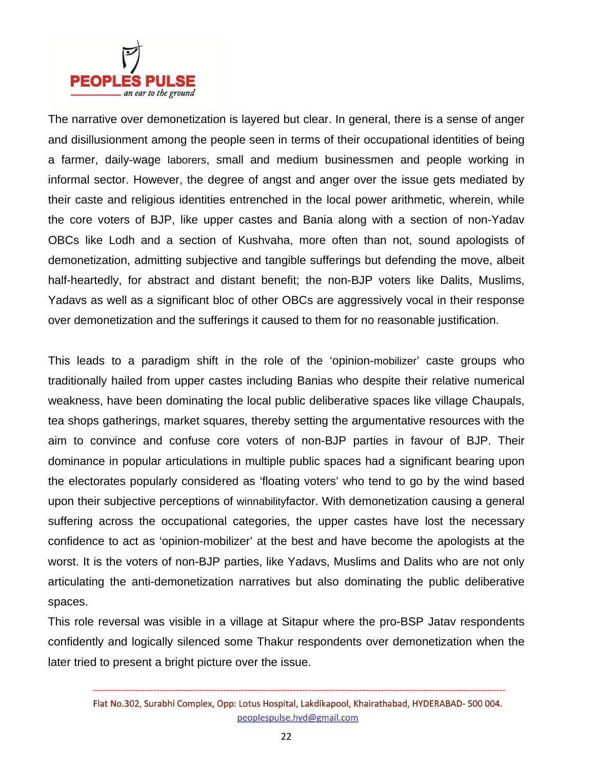The narrative over demonetization is layered but clear. In general, there is a sense of anger and disillusionment among the people seen in terms of their occupational identities of being a farmer, daily-wage laborers, small and medium businessmen and people working in informal sector. However, the degree of angst and anger over the issue gets mediated by their caste and religious identities entrenched in the local power arithmetic, wherein, while the core voters of BJP, like upper castes and Bania along with a section of non-Yadav OBCs like Lodh and a section of Kushvaha, more often than not, sound apologists of demonetization, admitting subjective and tangible sufferings but defending the move, albeit half-heartedly, for abstract and distant benefit; the non-BJP voters like Dalits, Muslims, Yadavs as well as a significant bloc of other OBCs are aggressively vocal in their response over demonetization and the sufferings it caused to them for no reasonable justification.

This leads to a paradigm shift in the role of the 'opinion-mobilizer' caste groups who traditionally hailed from upper castes including Banias who despite their relative numerical weakness, have been dominating the local public deliberative spaces like village Chaupals, tea shops gatherings, market squares, thereby setting the argumentative resources with the aim to convince and confuse core voters of non-BJP parties in favour of BJP. Their dominance in popular articulations in multiple public spaces had a significant bearing upon the electorates popularly considered as 'floating voters' who tend to go by the wind based upon their subjective perceptions of winnabilityfactor. With demonetization causing a general suffering across the occupational categories, the upper castes have lost the necessary confidence to act as 'opinion-mobilizer' at the best and have become the apologists at the worst. It is the voters of non-BJP parties, like Yadavs, Muslims and Dalits who are not only articulating the anti-demonetization narratives but also dominating the public deliberative spaces.

This role reversal was visible in a village at Sitapur where the pro-BSP Jatav respondents confidently and logically silenced some Thakur respondents over demonetization when the later tried to present a bright picture over the issue.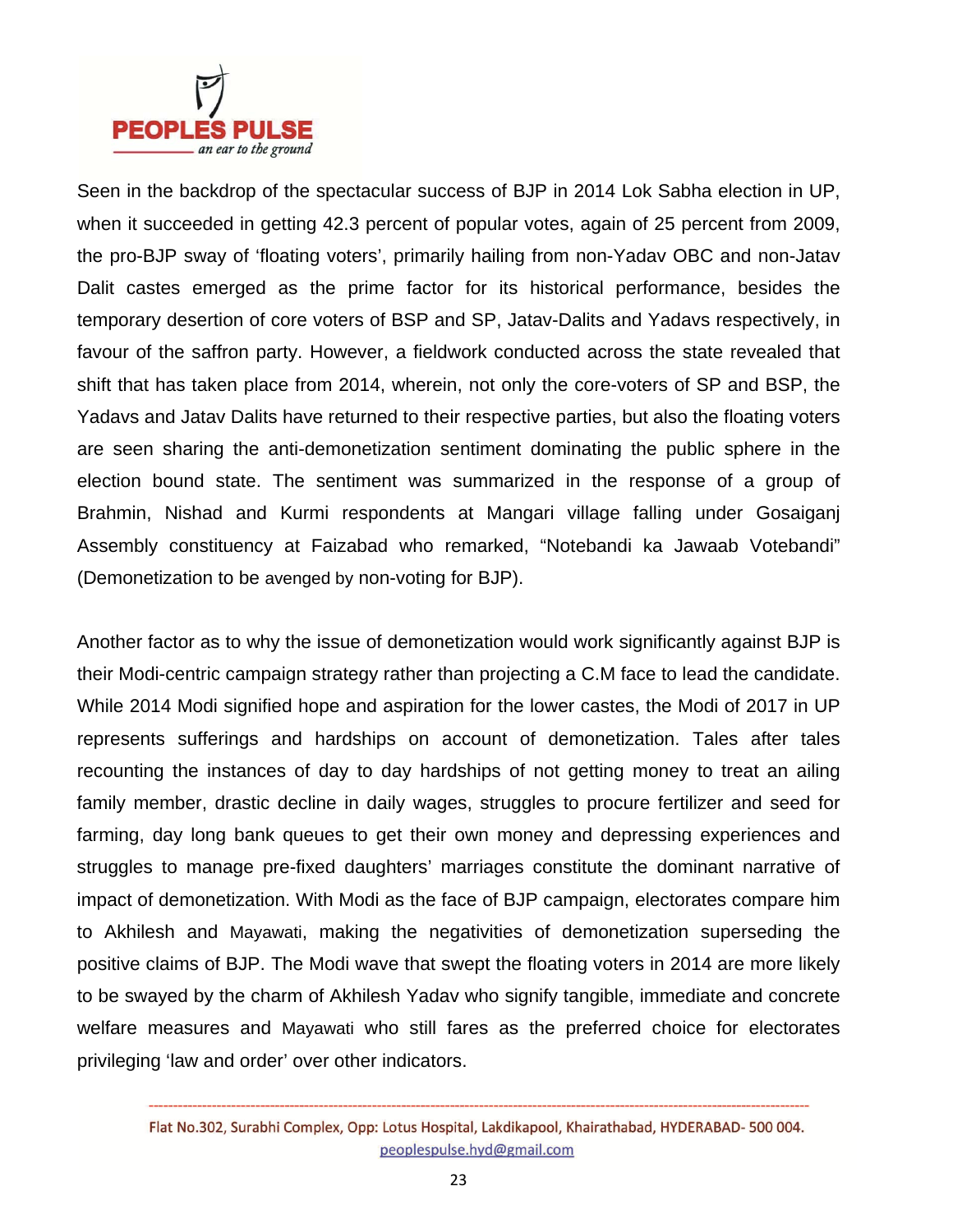Seen in the backdrop of the spectacular success of BJP in 2014 Lok Sabha election in UP, when it succeeded in getting 42.3 percent of popular votes, again of 25 percent from 2009, the pro-BJP sway of 'floating voters', primarily hailing from non-Yadav OBC and non-Jatav Dalit castes emerged as the prime factor for its historical performance, besides the temporary desertion of core voters of BSP and SP, Jatav-Dalits and Yadavs respectively, in favour of the saffron party. However, a fieldwork conducted across the state revealed that shift that has taken place from 2014, wherein, not only the core-voters of SP and BSP, the Yadavs and Jatav Dalits have returned to their respective parties, but also the floating voters are seen sharing the anti-demonetization sentiment dominating the public sphere in the election bound state. The sentiment was summarized in the response of a group of Brahmin, Nishad and Kurmi respondents at Mangari village falling under Gosaiganj Assembly constituency at Faizabad who remarked, "Notebandi ka Jawaab Votebandi" (Demonetization to be avenged by non-voting for BJP).

Another factor as to why the issue of demonetization would work significantly against BJP is their Modi-centric campaign strategy rather than projecting a C.M face to lead the candidate. While 2014 Modi signified hope and aspiration for the lower castes, the Modi of 2017 in UP represents sufferings and hardships on account of demonetization. Tales after tales recounting the instances of day to day hardships of not getting money to treat an ailing family member, drastic decline in daily wages, struggles to procure fertilizer and seed for farming, day long bank queues to get their own money and depressing experiences and struggles to manage pre-fixed daughters' marriages constitute the dominant narrative of impact of demonetization. With Modi as the face of BJP campaign, electorates compare him to Akhilesh and Mayawati, making the negativities of demonetization superseding the positive claims of BJP. The Modi wave that swept the floating voters in 2014 are more likely to be swayed by the charm of Akhilesh Yadav who signify tangible, immediate and concrete welfare measures and Mayawati who still fares as the preferred choice for electorates privileging 'law and order' over other indicators.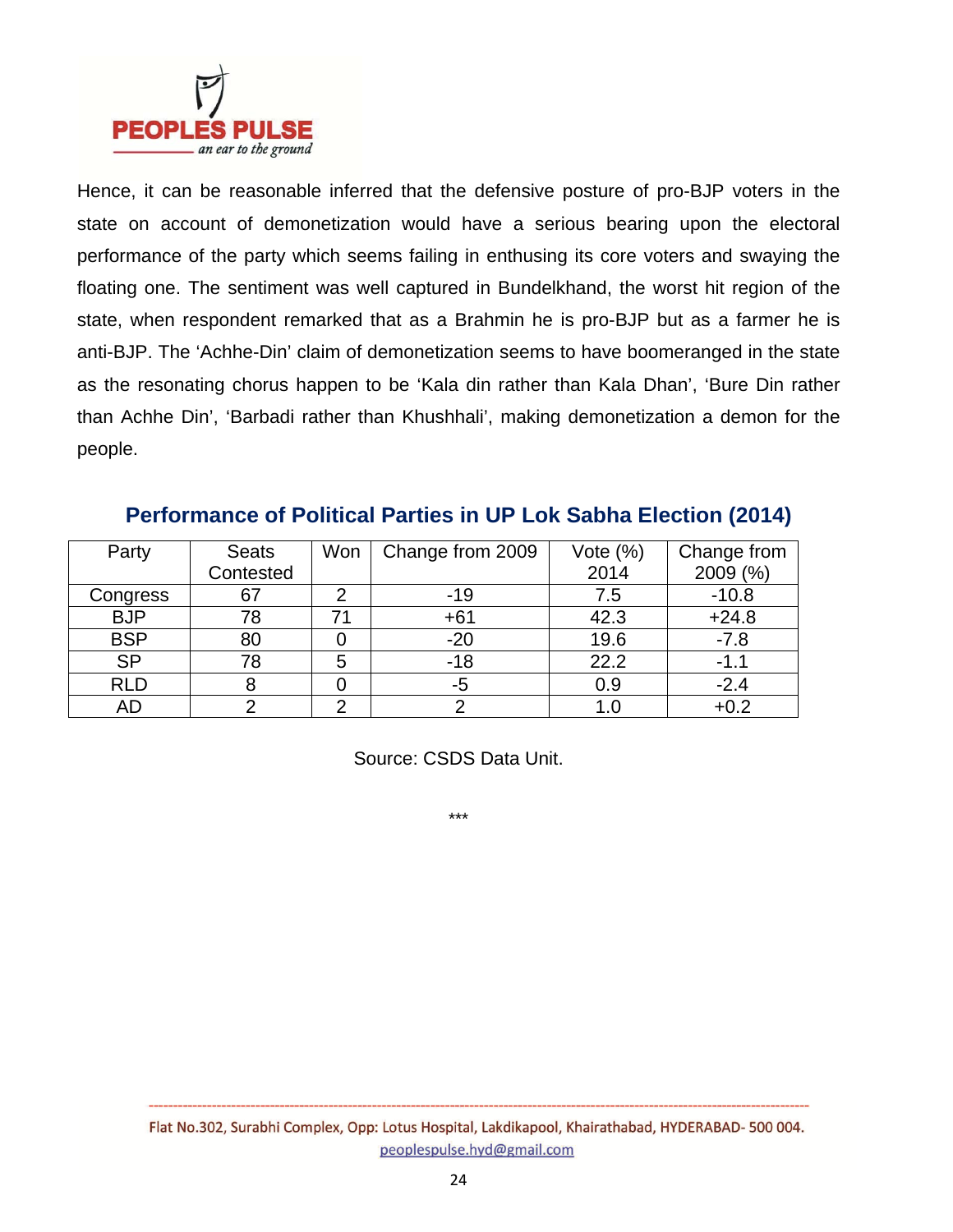Hence, it can be reasonable inferred that the defensive posture of pro-BJP voters in the state on account of demonetization would have a serious bearing upon the electoral performance of the party which seems failing in enthusing its core voters and swaying the floating one. The sentiment was well captured in Bundelkhand, the worst hit region of the state, when respondent remarked that as a Brahmin he is pro-BJP but as a farmer he is anti-BJP. The 'Achhe-Din' claim of demonetization seems to have boomeranged in the state as the resonating chorus happen to be 'Kala din rather than Kala Dhan', 'Bure Din rather than Achhe Din', 'Barbadi rather than Khushhali', making demonetization a demon for the people.

## Performance of Political Parties in UP Lok Sabha Election (2014)

| Party | Seats Contested | Won | Change from 2009 | Vote (%) 2014 | Change from 2009 (%) |
|---|---|---|---|---|---|
| Congress | 67 | 2 | -19 | 7.5 | -10.8 |
| BJP | 78 | 71 | +61 | 42.3 | +24.8 |
| BSP | 80 | 0 | -20 | 19.6 | -7.8 |
| SP | 78 | 5 | -18 | 22.2 | -1.1 |
| RLD | 8 | 0 | -5 | 0.9 | -2.4 |
| AD | 2 | 2 | 2 | 1.0 | +0.2 |

Source: CSDS Data Unit.

***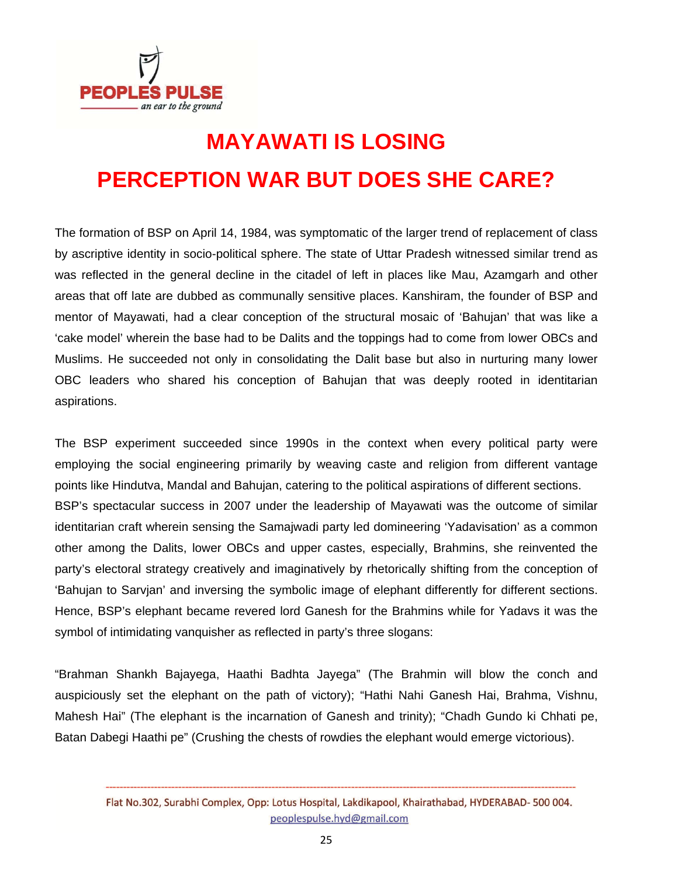# MAYAWATI IS LOSING PERCEPTION WAR BUT DOES SHE CARE?

The formation of BSP on April 14, 1984, was symptomatic of the larger trend of replacement of class by ascriptive identity in socio-political sphere. The state of Uttar Pradesh witnessed similar trend as was reflected in the general decline in the citadel of left in places like Mau, Azamgarh and other areas that off late are dubbed as communally sensitive places. Kanshiram, the founder of BSP and mentor of Mayawati, had a clear conception of the structural mosaic of 'Bahujan' that was like a 'cake model' wherein the base had to be Dalits and the toppings had to come from lower OBCs and Muslims. He succeeded not only in consolidating the Dalit base but also in nurturing many lower OBC leaders who shared his conception of Bahujan that was deeply rooted in identitarian aspirations.

The BSP experiment succeeded since 1990s in the context when every political party were employing the social engineering primarily by weaving caste and religion from different vantage points like Hindutva, Mandal and Bahujan, catering to the political aspirations of different sections.
BSP's spectacular success in 2007 under the leadership of Mayawati was the outcome of similar identitarian craft wherein sensing the Samajwadi party led domineering 'Yadavisation' as a common other among the Dalits, lower OBCs and upper castes, especially, Brahmins, she reinvented the party's electoral strategy creatively and imaginatively by rhetorically shifting from the conception of 'Bahujan to Sarvjan' and inversing the symbolic image of elephant differently for different sections. Hence, BSP's elephant became revered lord Ganesh for the Brahmins while for Yadavs it was the symbol of intimidating vanquisher as reflected in party's three slogans:

"Brahman Shankh Bajayega, Haathi Badhta Jayega" (The Brahmin will blow the conch and auspiciously set the elephant on the path of victory); "Hathi Nahi Ganesh Hai, Brahma, Vishnu, Mahesh Hai" (The elephant is the incarnation of Ganesh and trinity); "Chadh Gundo ki Chhati pe, Batan Dabegi Haathi pe" (Crushing the chests of rowdies the elephant would emerge victorious).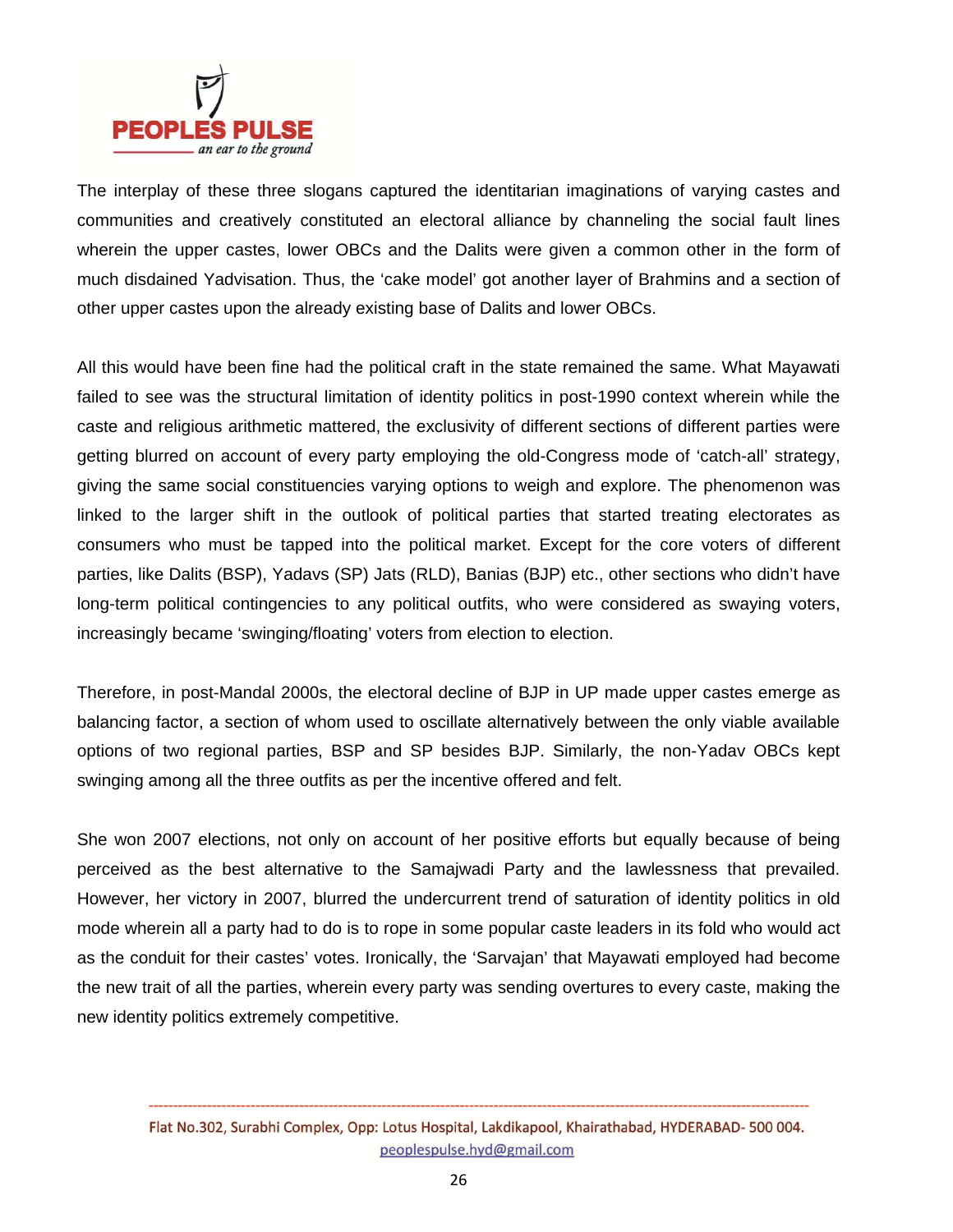The interplay of these three slogans captured the identitarian imaginations of varying castes and communities and creatively constituted an electoral alliance by channeling the social fault lines wherein the upper castes, lower OBCs and the Dalits were given a common other in the form of much disdained Yadvisation. Thus, the 'cake model' got another layer of Brahmins and a section of other upper castes upon the already existing base of Dalits and lower OBCs.

All this would have been fine had the political craft in the state remained the same. What Mayawati failed to see was the structural limitation of identity politics in post-1990 context wherein while the caste and religious arithmetic mattered, the exclusivity of different sections of different parties were getting blurred on account of every party employing the old-Congress mode of 'catch-all' strategy, giving the same social constituencies varying options to weigh and explore. The phenomenon was linked to the larger shift in the outlook of political parties that started treating electorates as consumers who must be tapped into the political market. Except for the core voters of different parties, like Dalits (BSP), Yadavs (SP) Jats (RLD), Banias (BJP) etc., other sections who didn't have long-term political contingencies to any political outfits, who were considered as swaying voters, increasingly became 'swinging/floating' voters from election to election.

Therefore, in post-Mandal 2000s, the electoral decline of BJP in UP made upper castes emerge as balancing factor, a section of whom used to oscillate alternatively between the only viable available options of two regional parties, BSP and SP besides BJP. Similarly, the non-Yadav OBCs kept swinging among all the three outfits as per the incentive offered and felt.

She won 2007 elections, not only on account of her positive efforts but equally because of being perceived as the best alternative to the Samajwadi Party and the lawlessness that prevailed. However, her victory in 2007, blurred the undercurrent trend of saturation of identity politics in old mode wherein all a party had to do is to rope in some popular caste leaders in its fold who would act as the conduit for their castes' votes. Ironically, the 'Sarvajan' that Mayawati employed had become the new trait of all the parties, wherein every party was sending overtures to every caste, making the new identity politics extremely competitive.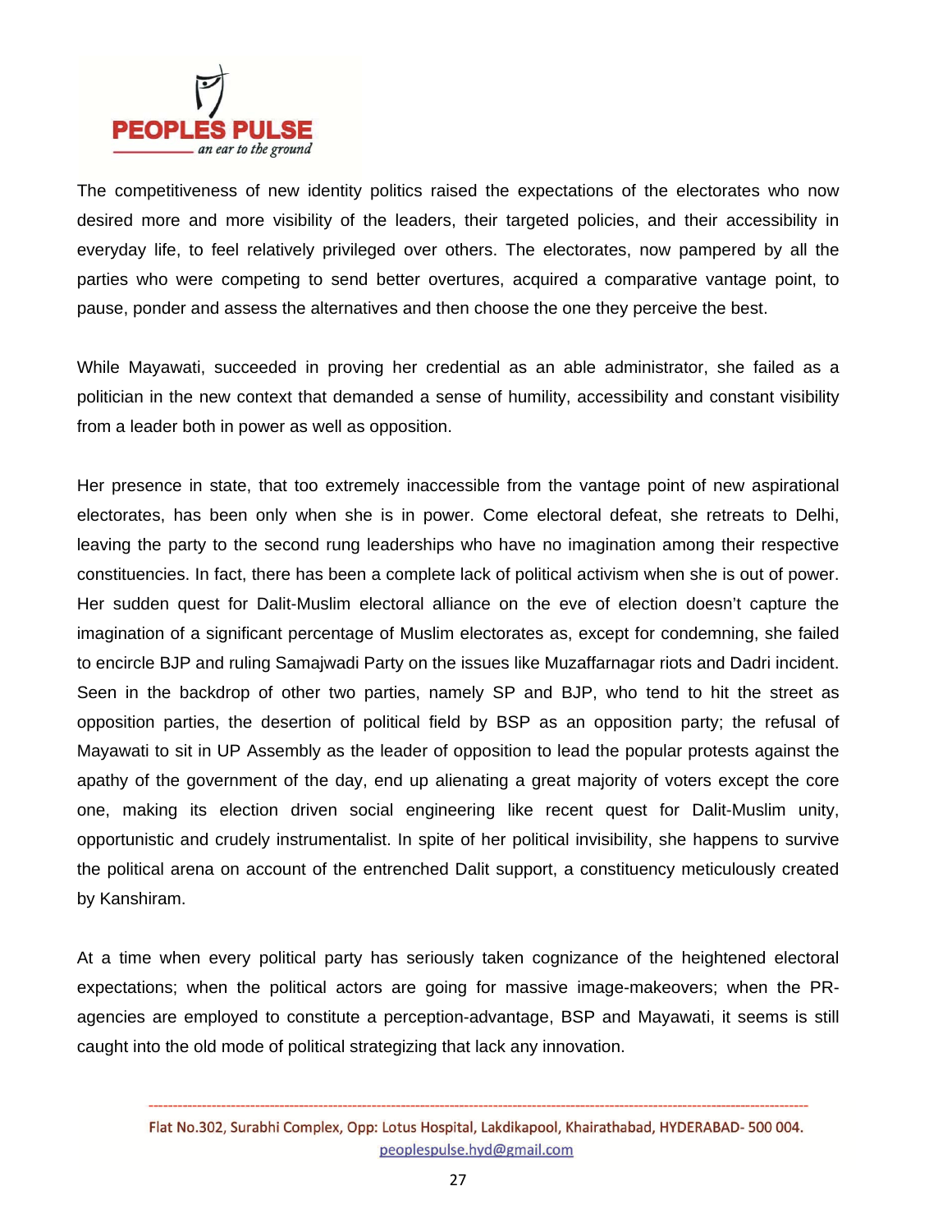The competitiveness of new identity politics raised the expectations of the electorates who now desired more and more visibility of the leaders, their targeted policies, and their accessibility in everyday life, to feel relatively privileged over others. The electorates, now pampered by all the parties who were competing to send better overtures, acquired a comparative vantage point, to pause, ponder and assess the alternatives and then choose the one they perceive the best.

While Mayawati, succeeded in proving her credential as an able administrator, she failed as a politician in the new context that demanded a sense of humility, accessibility and constant visibility from a leader both in power as well as opposition.

Her presence in state, that too extremely inaccessible from the vantage point of new aspirational electorates, has been only when she is in power. Come electoral defeat, she retreats to Delhi, leaving the party to the second rung leaderships who have no imagination among their respective constituencies. In fact, there has been a complete lack of political activism when she is out of power. Her sudden quest for Dalit-Muslim electoral alliance on the eve of election doesn't capture the imagination of a significant percentage of Muslim electorates as, except for condemning, she failed to encircle BJP and ruling Samajwadi Party on the issues like Muzaffarnagar riots and Dadri incident. Seen in the backdrop of other two parties, namely SP and BJP, who tend to hit the street as opposition parties, the desertion of political field by BSP as an opposition party; the refusal of Mayawati to sit in UP Assembly as the leader of opposition to lead the popular protests against the apathy of the government of the day, end up alienating a great majority of voters except the core one, making its election driven social engineering like recent quest for Dalit-Muslim unity, opportunistic and crudely instrumentalist. In spite of her political invisibility, she happens to survive the political arena on account of the entrenched Dalit support, a constituency meticulously created by Kanshiram.

At a time when every political party has seriously taken cognizance of the heightened electoral expectations; when the political actors are going for massive image-makeovers; when the PR-agencies are employed to constitute a perception-advantage, BSP and Mayawati, it seems is still caught into the old mode of political strategizing that lack any innovation.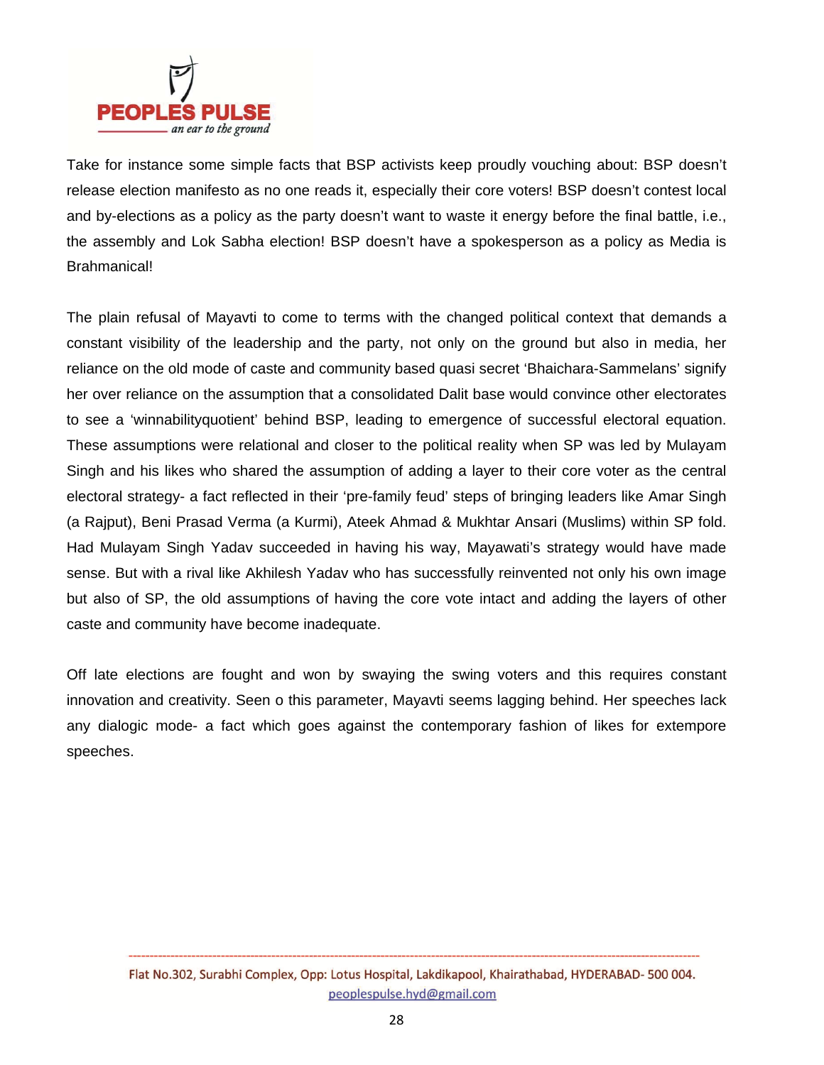Take for instance some simple facts that BSP activists keep proudly vouching about: BSP doesn't release election manifesto as no one reads it, especially their core voters! BSP doesn't contest local and by-elections as a policy as the party doesn't want to waste it energy before the final battle, i.e., the assembly and Lok Sabha election! BSP doesn't have a spokesperson as a policy as Media is Brahmanical!

The plain refusal of Mayavti to come to terms with the changed political context that demands a constant visibility of the leadership and the party, not only on the ground but also in media, her reliance on the old mode of caste and community based quasi secret 'Bhaichara-Sammelans' signify her over reliance on the assumption that a consolidated Dalit base would convince other electorates to see a 'winnabilityquotient' behind BSP, leading to emergence of successful electoral equation. These assumptions were relational and closer to the political reality when SP was led by Mulayam Singh and his likes who shared the assumption of adding a layer to their core voter as the central electoral strategy- a fact reflected in their 'pre-family feud' steps of bringing leaders like Amar Singh (a Rajput), Beni Prasad Verma (a Kurmi), Ateek Ahmad & Mukhtar Ansari (Muslims) within SP fold. Had Mulayam Singh Yadav succeeded in having his way, Mayawati's strategy would have made sense. But with a rival like Akhilesh Yadav who has successfully reinvented not only his own image but also of SP, the old assumptions of having the core vote intact and adding the layers of other caste and community have become inadequate.

Off late elections are fought and won by swaying the swing voters and this requires constant innovation and creativity. Seen o this parameter, Mayavti seems lagging behind. Her speeches lack any dialogic mode- a fact which goes against the contemporary fashion of likes for extempore speeches.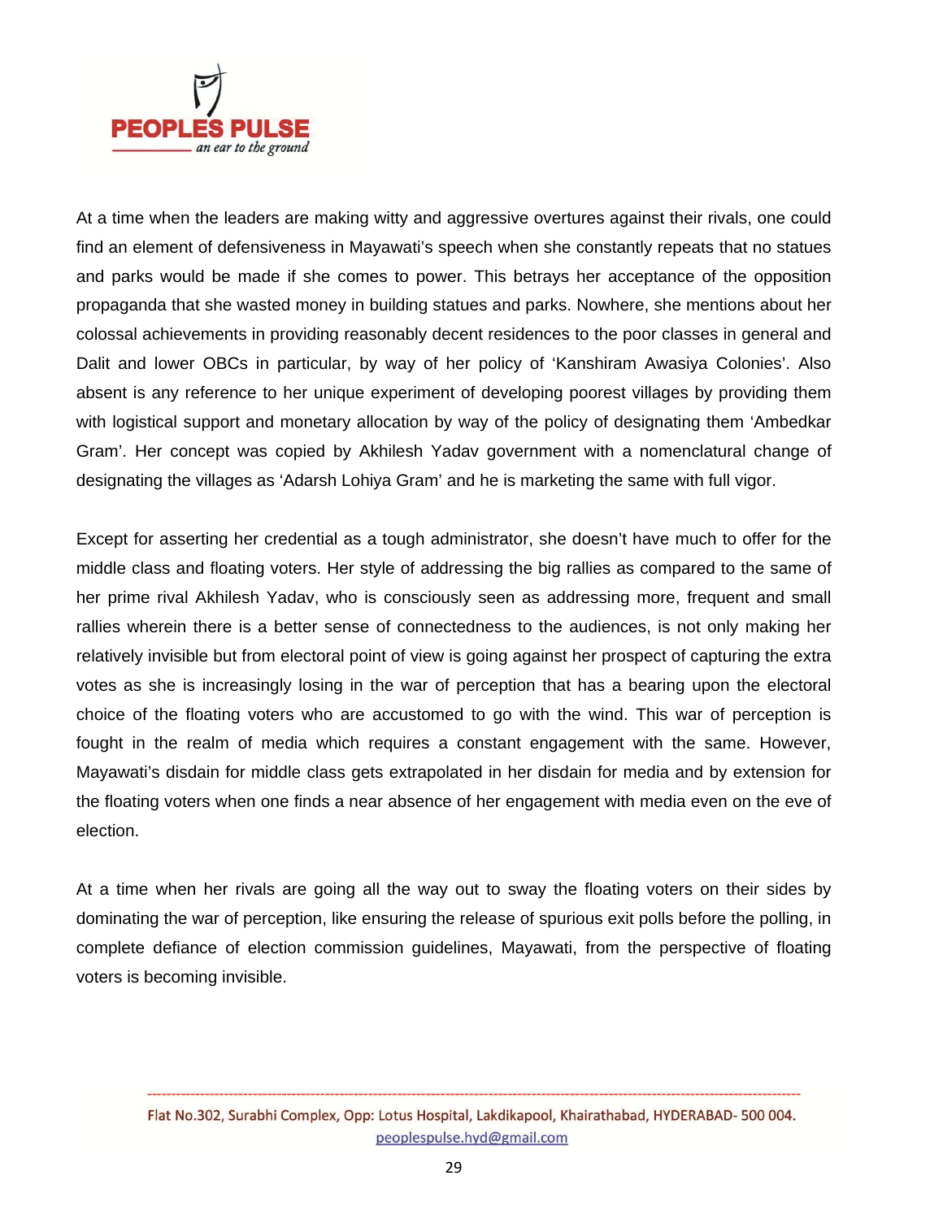At a time when the leaders are making witty and aggressive overtures against their rivals, one could find an element of defensiveness in Mayawati's speech when she constantly repeats that no statues and parks would be made if she comes to power. This betrays her acceptance of the opposition propaganda that she wasted money in building statues and parks. Nowhere, she mentions about her colossal achievements in providing reasonably decent residences to the poor classes in general and Dalit and lower OBCs in particular, by way of her policy of 'Kanshiram Awasiya Colonies'. Also absent is any reference to her unique experiment of developing poorest villages by providing them with logistical support and monetary allocation by way of the policy of designating them 'Ambedkar Gram'. Her concept was copied by Akhilesh Yadav government with a nomenclatural change of designating the villages as 'Adarsh Lohiya Gram' and he is marketing the same with full vigor.

Except for asserting her credential as a tough administrator, she doesn't have much to offer for the middle class and floating voters. Her style of addressing the big rallies as compared to the same of her prime rival Akhilesh Yadav, who is consciously seen as addressing more, frequent and small rallies wherein there is a better sense of connectedness to the audiences, is not only making her relatively invisible but from electoral point of view is going against her prospect of capturing the extra votes as she is increasingly losing in the war of perception that has a bearing upon the electoral choice of the floating voters who are accustomed to go with the wind. This war of perception is fought in the realm of media which requires a constant engagement with the same. However, Mayawati's disdain for middle class gets extrapolated in her disdain for media and by extension for the floating voters when one finds a near absence of her engagement with media even on the eve of election.

At a time when her rivals are going all the way out to sway the floating voters on their sides by dominating the war of perception, like ensuring the release of spurious exit polls before the polling, in complete defiance of election commission guidelines, Mayawati, from the perspective of floating voters is becoming invisible.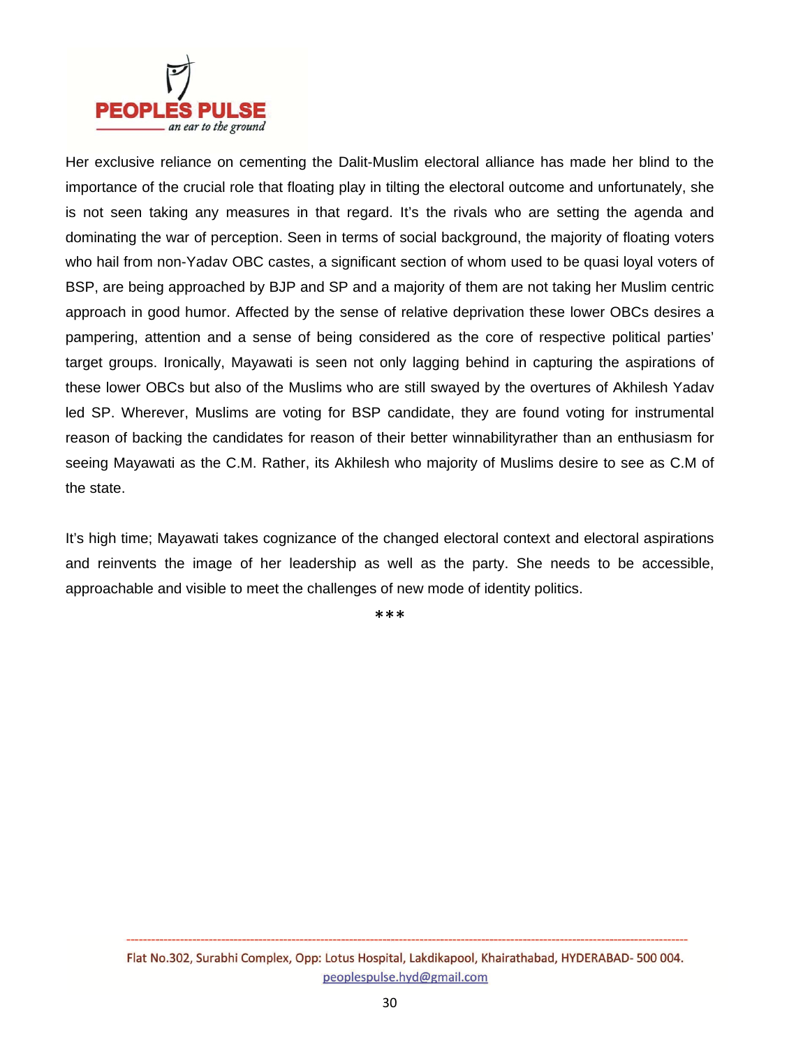Her exclusive reliance on cementing the Dalit-Muslim electoral alliance has made her blind to the importance of the crucial role that floating play in tilting the electoral outcome and unfortunately, she is not seen taking any measures in that regard. It's the rivals who are setting the agenda and dominating the war of perception. Seen in terms of social background, the majority of floating voters who hail from non-Yadav OBC castes, a significant section of whom used to be quasi loyal voters of BSP, are being approached by BJP and SP and a majority of them are not taking her Muslim centric approach in good humor. Affected by the sense of relative deprivation these lower OBCs desires a pampering, attention and a sense of being considered as the core of respective political parties' target groups. Ironically, Mayawati is seen not only lagging behind in capturing the aspirations of these lower OBCs but also of the Muslims who are still swayed by the overtures of Akhilesh Yadav led SP. Wherever, Muslims are voting for BSP candidate, they are found voting for instrumental reason of backing the candidates for reason of their better winnabilityrather than an enthusiasm for seeing Mayawati as the C.M. Rather, its Akhilesh who majority of Muslims desire to see as C.M of the state.

It's high time; Mayawati takes cognizance of the changed electoral context and electoral aspirations and reinvents the image of her leadership as well as the party. She needs to be accessible, approachable and visible to meet the challenges of new mode of identity politics.

***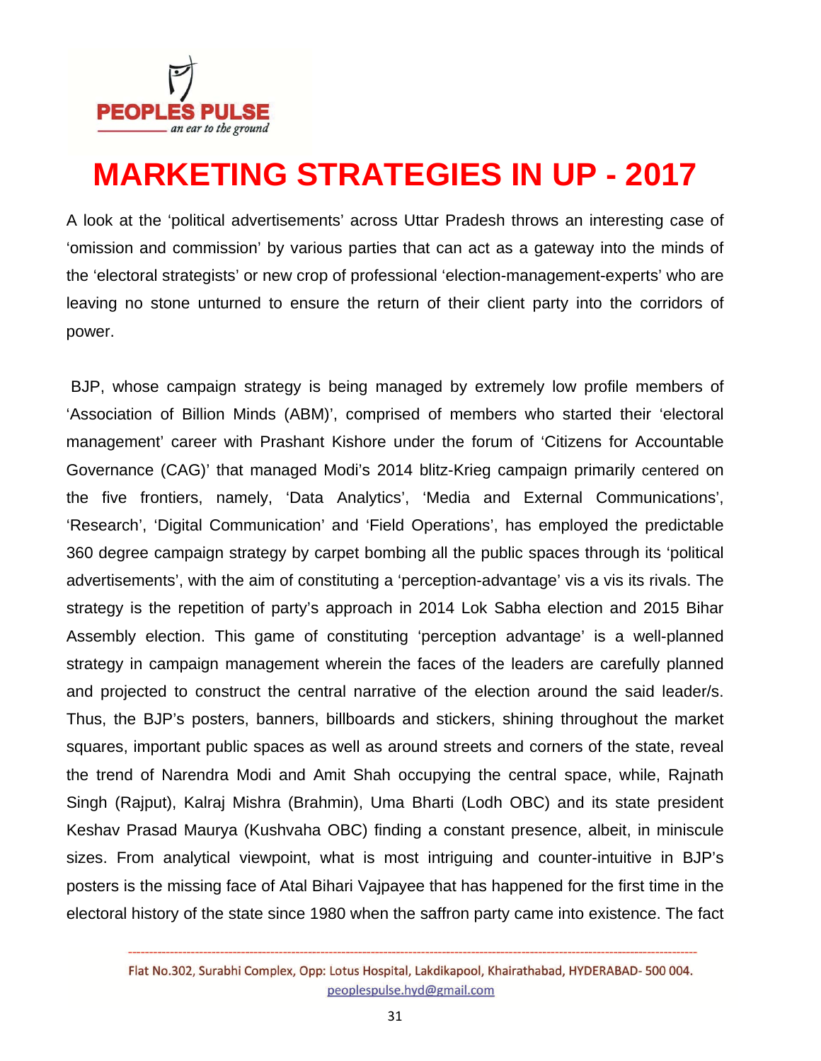# MARKETING STRATEGIES IN UP - 2017

A look at the 'political advertisements' across Uttar Pradesh throws an interesting case of 'omission and commission' by various parties that can act as a gateway into the minds of the 'electoral strategists' or new crop of professional 'election-management-experts' who are leaving no stone unturned to ensure the return of their client party into the corridors of power.

BJP, whose campaign strategy is being managed by extremely low profile members of 'Association of Billion Minds (ABM)', comprised of members who started their 'electoral management' career with Prashant Kishore under the forum of 'Citizens for Accountable Governance (CAG)' that managed Modi's 2014 blitz-Krieg campaign primarily centered on the five frontiers, namely, 'Data Analytics', 'Media and External Communications', 'Research', 'Digital Communication' and 'Field Operations', has employed the predictable 360 degree campaign strategy by carpet bombing all the public spaces through its 'political advertisements', with the aim of constituting a 'perception-advantage' vis a vis its rivals. The strategy is the repetition of party's approach in 2014 Lok Sabha election and 2015 Bihar Assembly election. This game of constituting 'perception advantage' is a well-planned strategy in campaign management wherein the faces of the leaders are carefully planned and projected to construct the central narrative of the election around the said leader/s. Thus, the BJP's posters, banners, billboards and stickers, shining throughout the market squares, important public spaces as well as around streets and corners of the state, reveal the trend of Narendra Modi and Amit Shah occupying the central space, while, Rajnath Singh (Rajput), Kalraj Mishra (Brahmin), Uma Bharti (Lodh OBC) and its state president Keshav Prasad Maurya (Kushvaha OBC) finding a constant presence, albeit, in miniscule sizes. From analytical viewpoint, what is most intriguing and counter-intuitive in BJP's posters is the missing face of Atal Bihari Vajpayee that has happened for the first time in the electoral history of the state since 1980 when the saffron party came into existence. The fact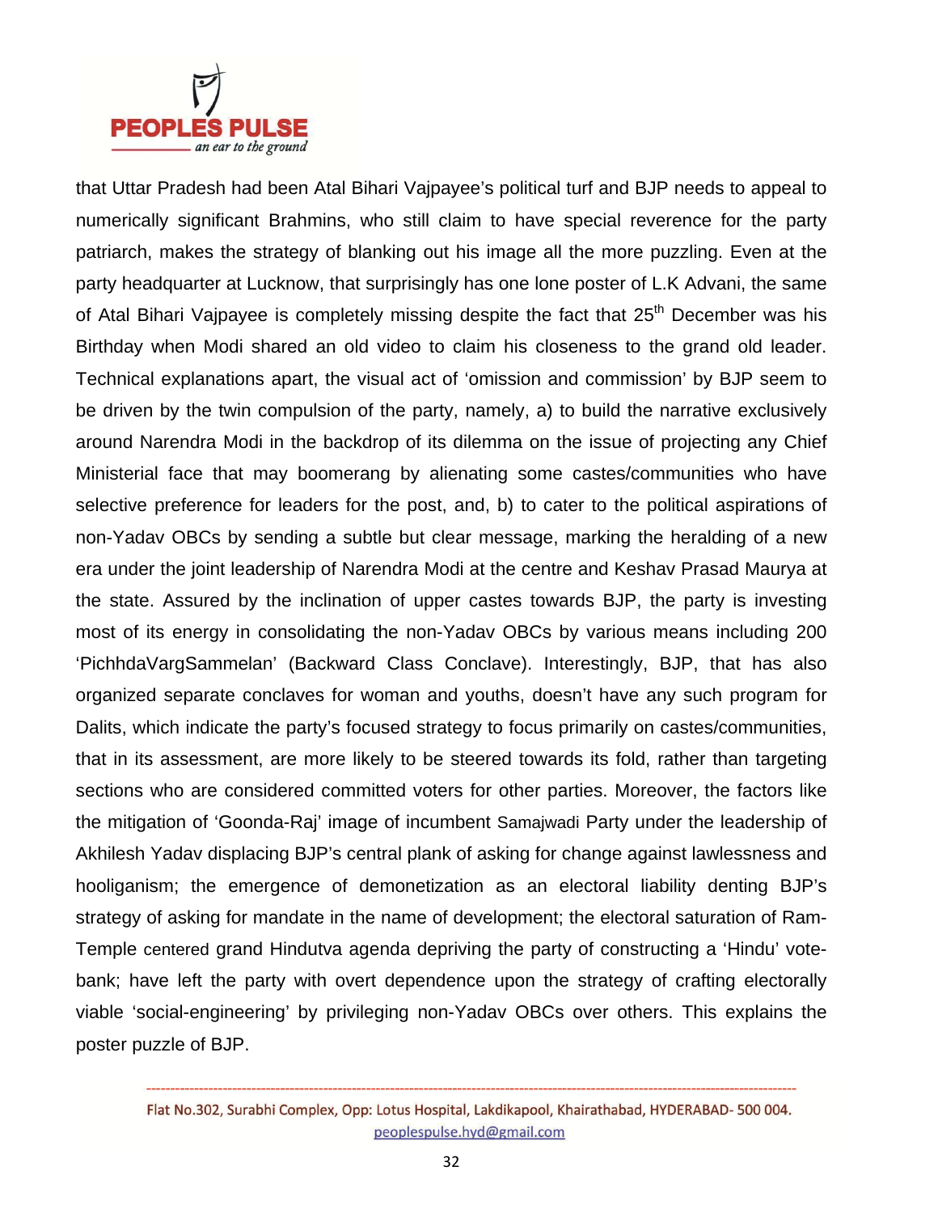that Uttar Pradesh had been Atal Bihari Vajpayee's political turf and BJP needs to appeal to numerically significant Brahmins, who still claim to have special reverence for the party patriarch, makes the strategy of blanking out his image all the more puzzling. Even at the party headquarter at Lucknow, that surprisingly has one lone poster of L.K Advani, the same of Atal Bihari Vajpayee is completely missing despite the fact that 25th December was his Birthday when Modi shared an old video to claim his closeness to the grand old leader. Technical explanations apart, the visual act of 'omission and commission' by BJP seem to be driven by the twin compulsion of the party, namely, a) to build the narrative exclusively around Narendra Modi in the backdrop of its dilemma on the issue of projecting any Chief Ministerial face that may boomerang by alienating some castes/communities who have selective preference for leaders for the post, and, b) to cater to the political aspirations of non-Yadav OBCs by sending a subtle but clear message, marking the heralding of a new era under the joint leadership of Narendra Modi at the centre and Keshav Prasad Maurya at the state. Assured by the inclination of upper castes towards BJP, the party is investing most of its energy in consolidating the non-Yadav OBCs by various means including 200 'PichhdaVargSammelan' (Backward Class Conclave). Interestingly, BJP, that has also organized separate conclaves for woman and youths, doesn't have any such program for Dalits, which indicate the party's focused strategy to focus primarily on castes/communities, that in its assessment, are more likely to be steered towards its fold, rather than targeting sections who are considered committed voters for other parties. Moreover, the factors like the mitigation of 'Goonda-Raj' image of incumbent Samajwadi Party under the leadership of Akhilesh Yadav displacing BJP's central plank of asking for change against lawlessness and hooliganism; the emergence of demonetization as an electoral liability denting BJP's strategy of asking for mandate in the name of development; the electoral saturation of Ram-Temple centered grand Hindutva agenda depriving the party of constructing a 'Hindu' vote-bank; have left the party with overt dependence upon the strategy of crafting electorally viable 'social-engineering' by privileging non-Yadav OBCs over others. This explains the poster puzzle of BJP.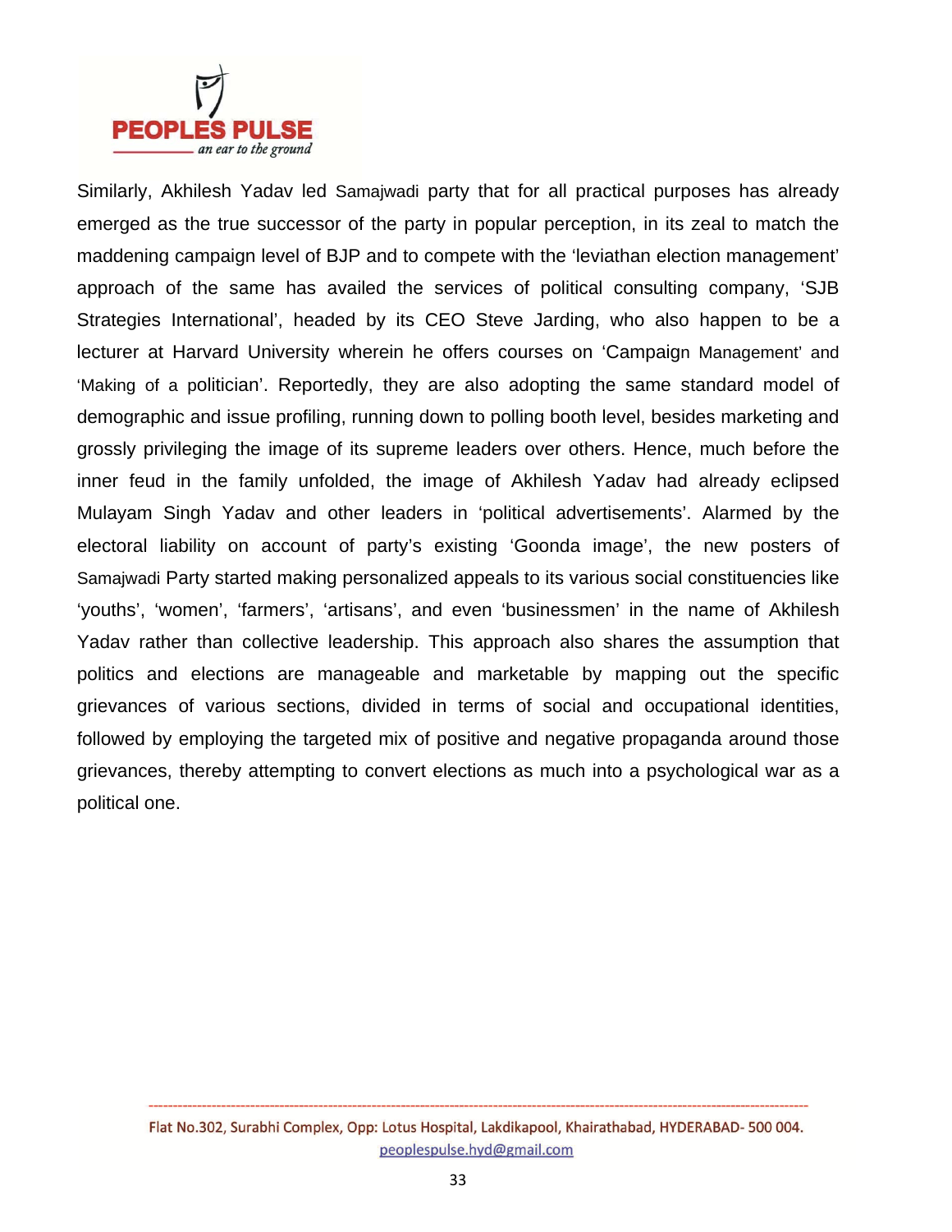Similarly, Akhilesh Yadav led Samajwadi party that for all practical purposes has already emerged as the true successor of the party in popular perception, in its zeal to match the maddening campaign level of BJP and to compete with the 'leviathan election management' approach of the same has availed the services of political consulting company, 'SJB Strategies International', headed by its CEO Steve Jarding, who also happen to be a lecturer at Harvard University wherein he offers courses on 'Campaign Management' and 'Making of a politician'. Reportedly, they are also adopting the same standard model of demographic and issue profiling, running down to polling booth level, besides marketing and grossly privileging the image of its supreme leaders over others. Hence, much before the inner feud in the family unfolded, the image of Akhilesh Yadav had already eclipsed Mulayam Singh Yadav and other leaders in 'political advertisements'. Alarmed by the electoral liability on account of party's existing 'Goonda image', the new posters of Samajwadi Party started making personalized appeals to its various social constituencies like 'youths', 'women', 'farmers', 'artisans', and even 'businessmen' in the name of Akhilesh Yadav rather than collective leadership. This approach also shares the assumption that politics and elections are manageable and marketable by mapping out the specific grievances of various sections, divided in terms of social and occupational identities, followed by employing the targeted mix of positive and negative propaganda around those grievances, thereby attempting to convert elections as much into a psychological war as a political one.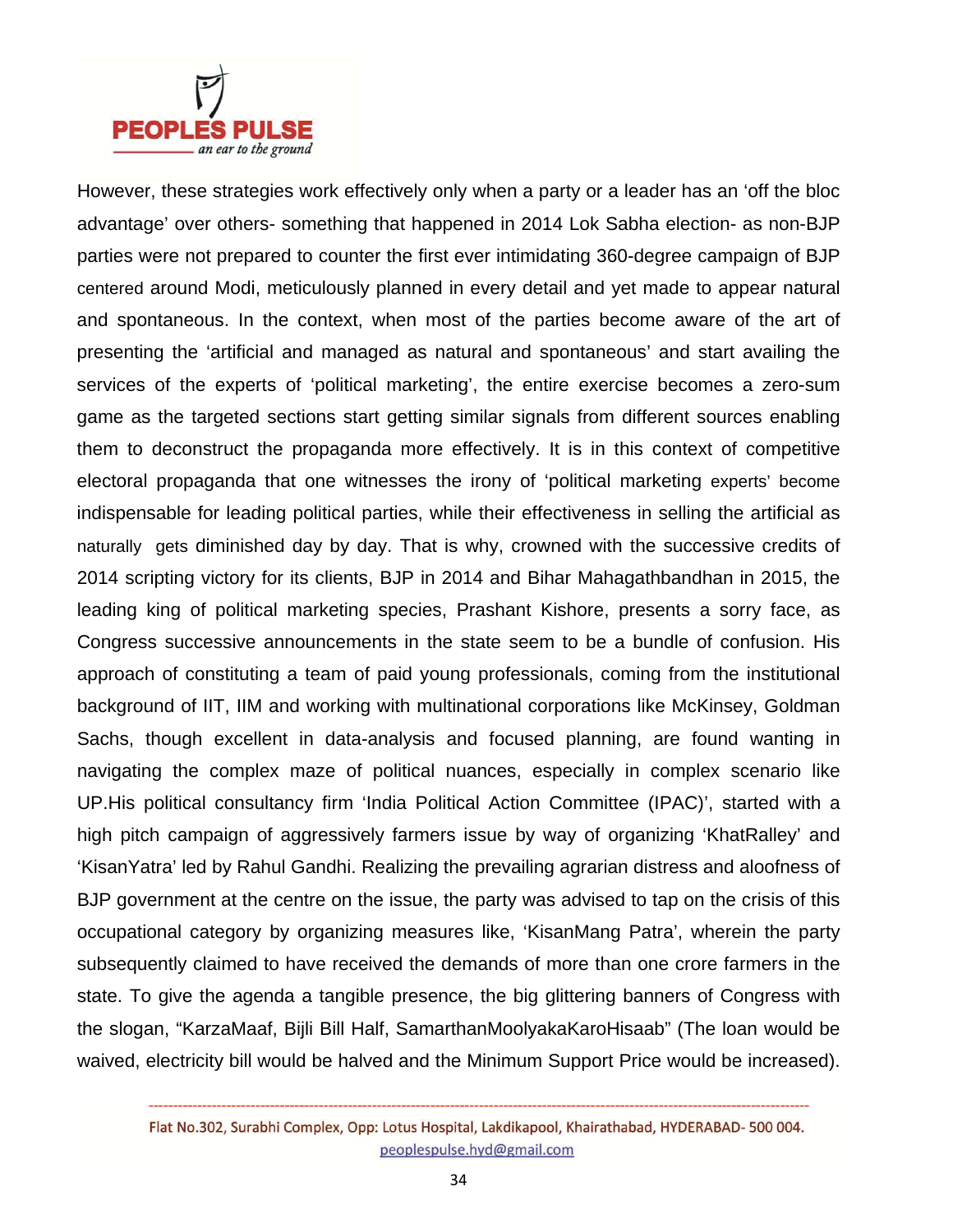However, these strategies work effectively only when a party or a leader has an 'off the bloc advantage' over others- something that happened in 2014 Lok Sabha election- as non-BJP parties were not prepared to counter the first ever intimidating 360-degree campaign of BJP centered around Modi, meticulously planned in every detail and yet made to appear natural and spontaneous. In the context, when most of the parties become aware of the art of presenting the 'artificial and managed as natural and spontaneous' and start availing the services of the experts of 'political marketing', the entire exercise becomes a zero-sum game as the targeted sections start getting similar signals from different sources enabling them to deconstruct the propaganda more effectively. It is in this context of competitive electoral propaganda that one witnesses the irony of 'political marketing experts' become indispensable for leading political parties, while their effectiveness in selling the artificial as naturally gets diminished day by day. That is why, crowned with the successive credits of 2014 scripting victory for its clients, BJP in 2014 and Bihar Mahagathbandhan in 2015, the leading king of political marketing species, Prashant Kishore, presents a sorry face, as Congress successive announcements in the state seem to be a bundle of confusion. His approach of constituting a team of paid young professionals, coming from the institutional background of IIT, IIM and working with multinational corporations like McKinsey, Goldman Sachs, though excellent in data-analysis and focused planning, are found wanting in navigating the complex maze of political nuances, especially in complex scenario like UP.His political consultancy firm 'India Political Action Committee (IPAC)', started with a high pitch campaign of aggressively farmers issue by way of organizing 'KhatRalley' and 'KisanYatra' led by Rahul Gandhi. Realizing the prevailing agrarian distress and aloofness of BJP government at the centre on the issue, the party was advised to tap on the crisis of this occupational category by organizing measures like, 'KisanMang Patra', wherein the party subsequently claimed to have received the demands of more than one crore farmers in the state. To give the agenda a tangible presence, the big glittering banners of Congress with the slogan, "KarzaMaaf, Bijli Bill Half, SamarthanMoolyakaKaroHisaab" (The loan would be waived, electricity bill would be halved and the Minimum Support Price would be increased).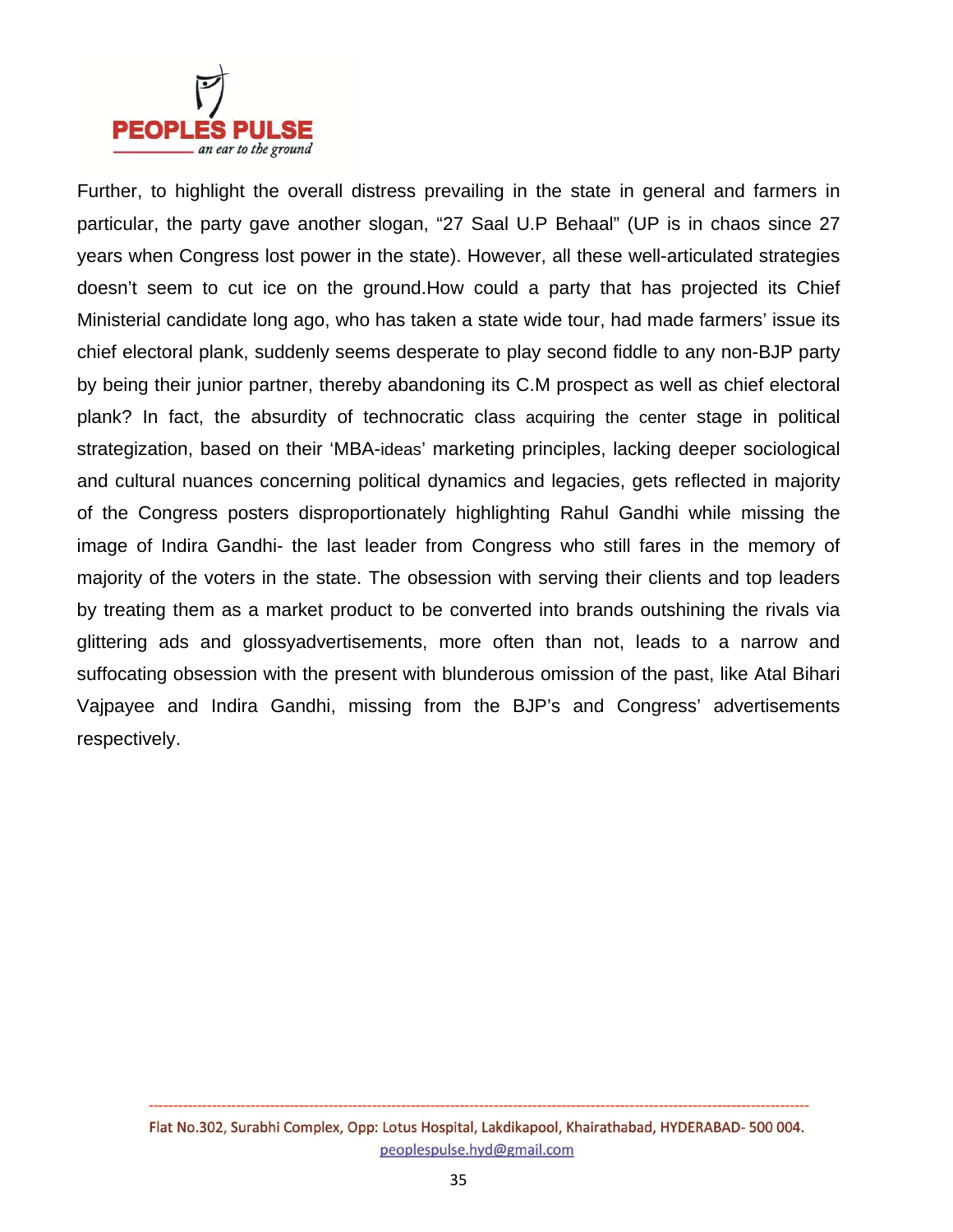Further, to highlight the overall distress prevailing in the state in general and farmers in particular, the party gave another slogan, "27 Saal U.P Behaal" (UP is in chaos since 27 years when Congress lost power in the state). However, all these well-articulated strategies doesn't seem to cut ice on the ground.How could a party that has projected its Chief Ministerial candidate long ago, who has taken a state wide tour, had made farmers' issue its chief electoral plank, suddenly seems desperate to play second fiddle to any non-BJP party by being their junior partner, thereby abandoning its C.M prospect as well as chief electoral plank? In fact, the absurdity of technocratic class acquiring the center stage in political strategization, based on their 'MBA-ideas' marketing principles, lacking deeper sociological and cultural nuances concerning political dynamics and legacies, gets reflected in majority of the Congress posters disproportionately highlighting Rahul Gandhi while missing the image of Indira Gandhi- the last leader from Congress who still fares in the memory of majority of the voters in the state. The obsession with serving their clients and top leaders by treating them as a market product to be converted into brands outshining the rivals via glittering ads and glossyadvertisements, more often than not, leads to a narrow and suffocating obsession with the present with blunderous omission of the past, like Atal Bihari Vajpayee and Indira Gandhi, missing from the BJP's and Congress' advertisements respectively.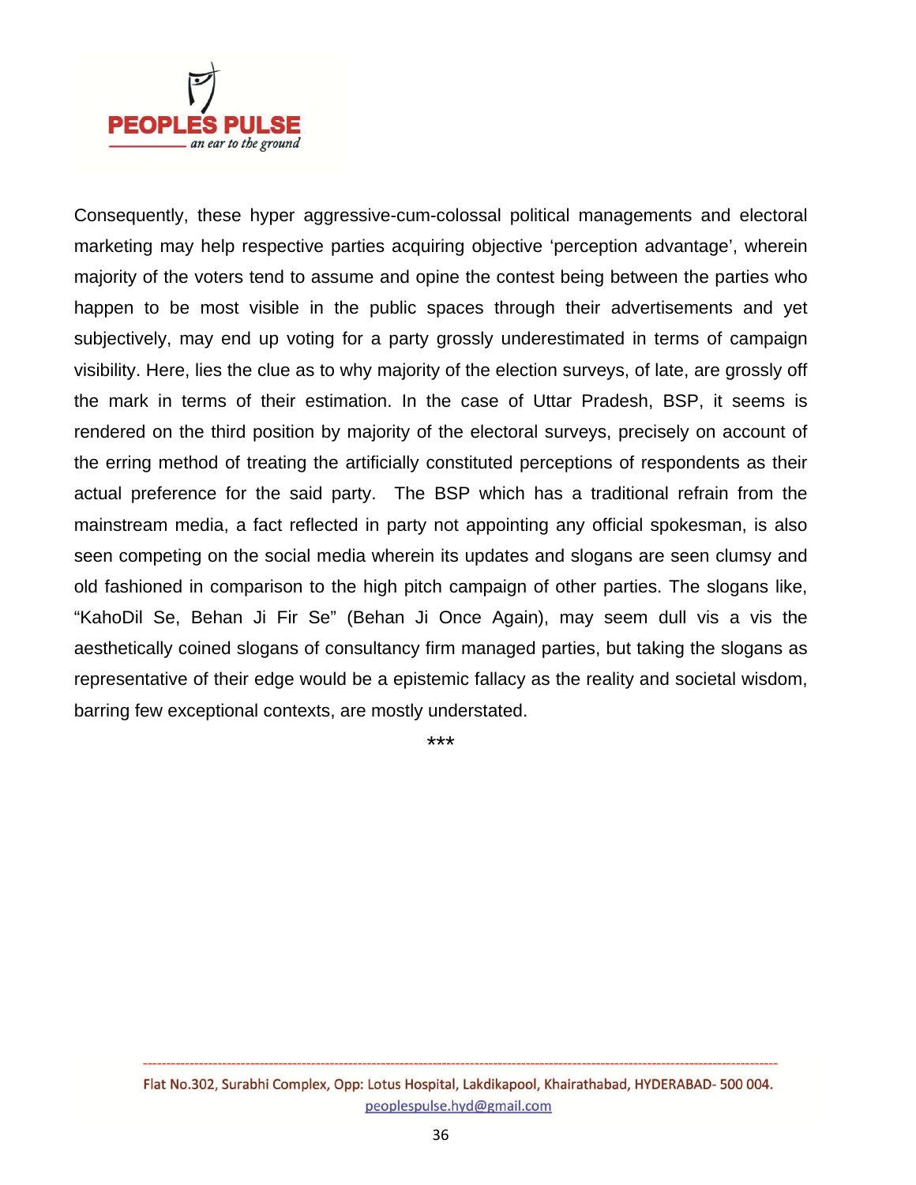Consequently, these hyper aggressive-cum-colossal political managements and electoral marketing may help respective parties acquiring objective 'perception advantage', wherein majority of the voters tend to assume and opine the contest being between the parties who happen to be most visible in the public spaces through their advertisements and yet subjectively, may end up voting for a party grossly underestimated in terms of campaign visibility. Here, lies the clue as to why majority of the election surveys, of late, are grossly off the mark in terms of their estimation. In the case of Uttar Pradesh, BSP, it seems is rendered on the third position by majority of the electoral surveys, precisely on account of the erring method of treating the artificially constituted perceptions of respondents as their actual preference for the said party. The BSP which has a traditional refrain from the mainstream media, a fact reflected in party not appointing any official spokesman, is also seen competing on the social media wherein its updates and slogans are seen clumsy and old fashioned in comparison to the high pitch campaign of other parties. The slogans like, "KahoDil Se, Behan Ji Fir Se" (Behan Ji Once Again), may seem dull vis a vis the aesthetically coined slogans of consultancy firm managed parties, but taking the slogans as representative of their edge would be a epistemic fallacy as the reality and societal wisdom, barring few exceptional contexts, are mostly understated.

***